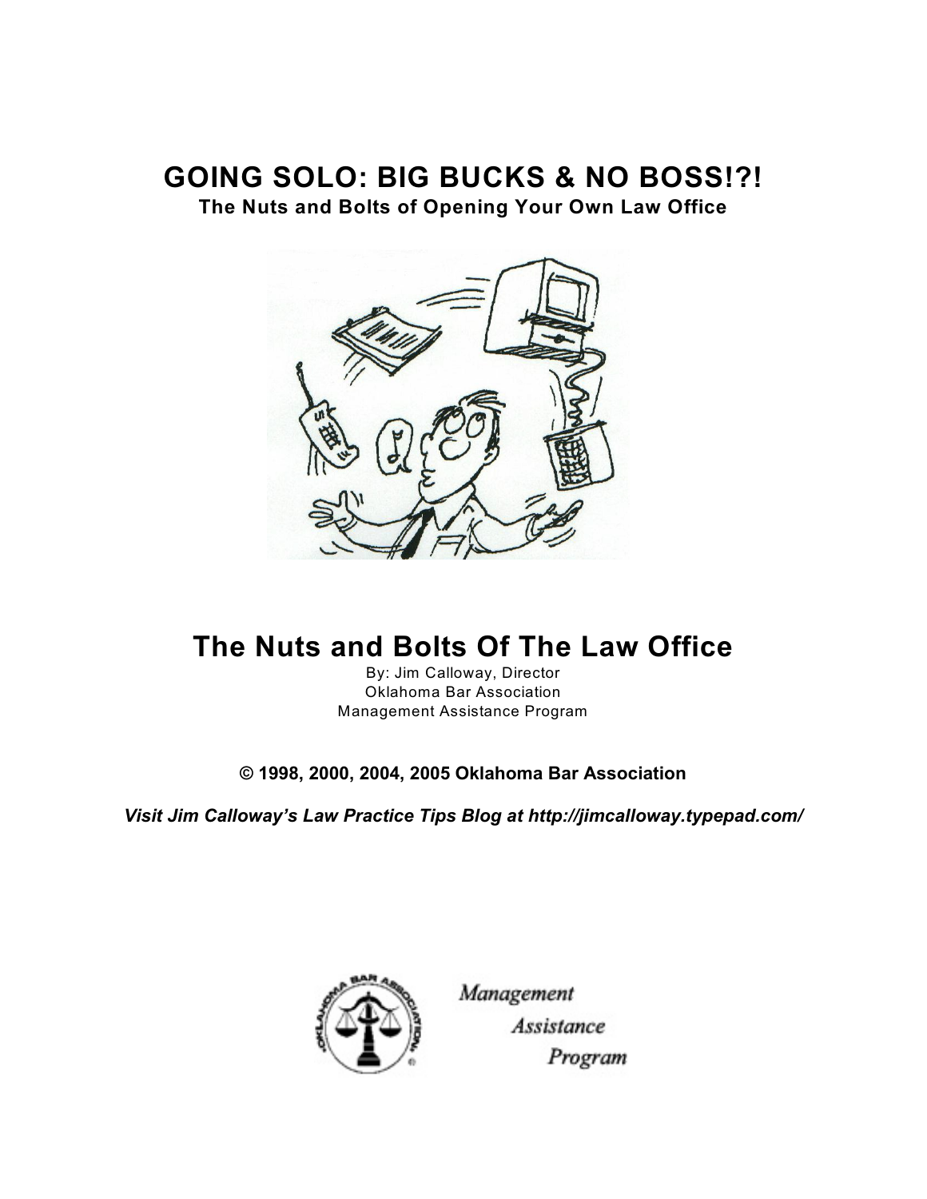# GOING SOLO: BIG BUCKS & NO BOSS!?!

**The Nuts and Bolts of Opening Your Own Law Office**

# The Nuts and Bolts Of The Law Office

By: Jim Calloway, Director
Oklahoma Bar Association
Management Assistance Program

**© 1998, 2000, 2004, 2005 Oklahoma Bar Association**

***Visit Jim Calloway's Law Practice Tips Blog at http://jimcalloway.typepad.com/***

*Management Assistance Program*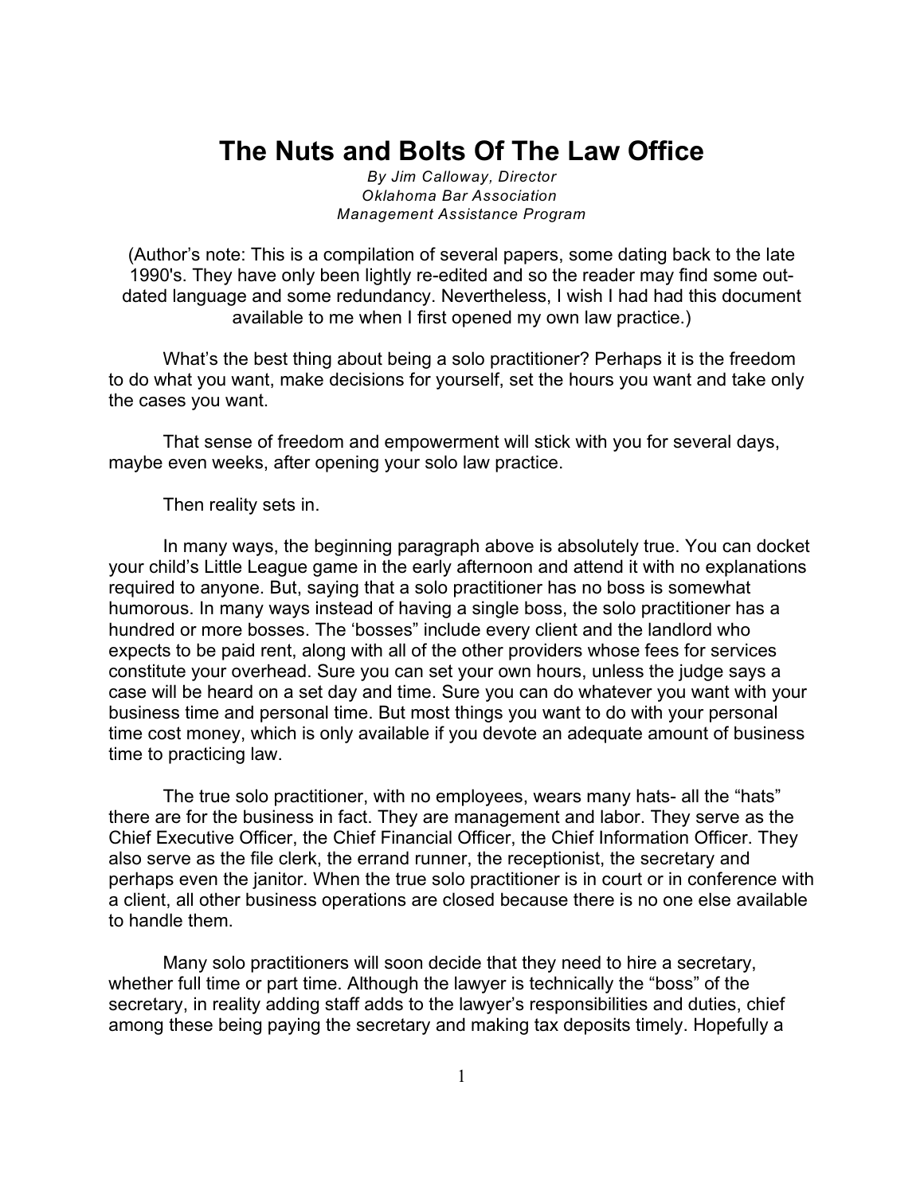# The Nuts and Bolts Of The Law Office

*By Jim Calloway, Director*
*Oklahoma Bar Association*
*Management Assistance Program*

(Author's note: This is a compilation of several papers, some dating back to the late 1990's. They have only been lightly re-edited and so the reader may find some out-dated language and some redundancy. Nevertheless, I wish I had had this document available to me when I first opened my own law practice.)

What's the best thing about being a solo practitioner? Perhaps it is the freedom to do what you want, make decisions for yourself, set the hours you want and take only the cases you want.

That sense of freedom and empowerment will stick with you for several days, maybe even weeks, after opening your solo law practice.

Then reality sets in.

In many ways, the beginning paragraph above is absolutely true. You can docket your child's Little League game in the early afternoon and attend it with no explanations required to anyone. But, saying that a solo practitioner has no boss is somewhat humorous. In many ways instead of having a single boss, the solo practitioner has a hundred or more bosses. The 'bosses" include every client and the landlord who expects to be paid rent, along with all of the other providers whose fees for services constitute your overhead. Sure you can set your own hours, unless the judge says a case will be heard on a set day and time. Sure you can do whatever you want with your business time and personal time. But most things you want to do with your personal time cost money, which is only available if you devote an adequate amount of business time to practicing law.

The true solo practitioner, with no employees, wears many hats- all the "hats" there are for the business in fact. They are management and labor. They serve as the Chief Executive Officer, the Chief Financial Officer, the Chief Information Officer. They also serve as the file clerk, the errand runner, the receptionist, the secretary and perhaps even the janitor. When the true solo practitioner is in court or in conference with a client, all other business operations are closed because there is no one else available to handle them.

Many solo practitioners will soon decide that they need to hire a secretary, whether full time or part time. Although the lawyer is technically the "boss" of the secretary, in reality adding staff adds to the lawyer's responsibilities and duties, chief among these being paying the secretary and making tax deposits timely. Hopefully a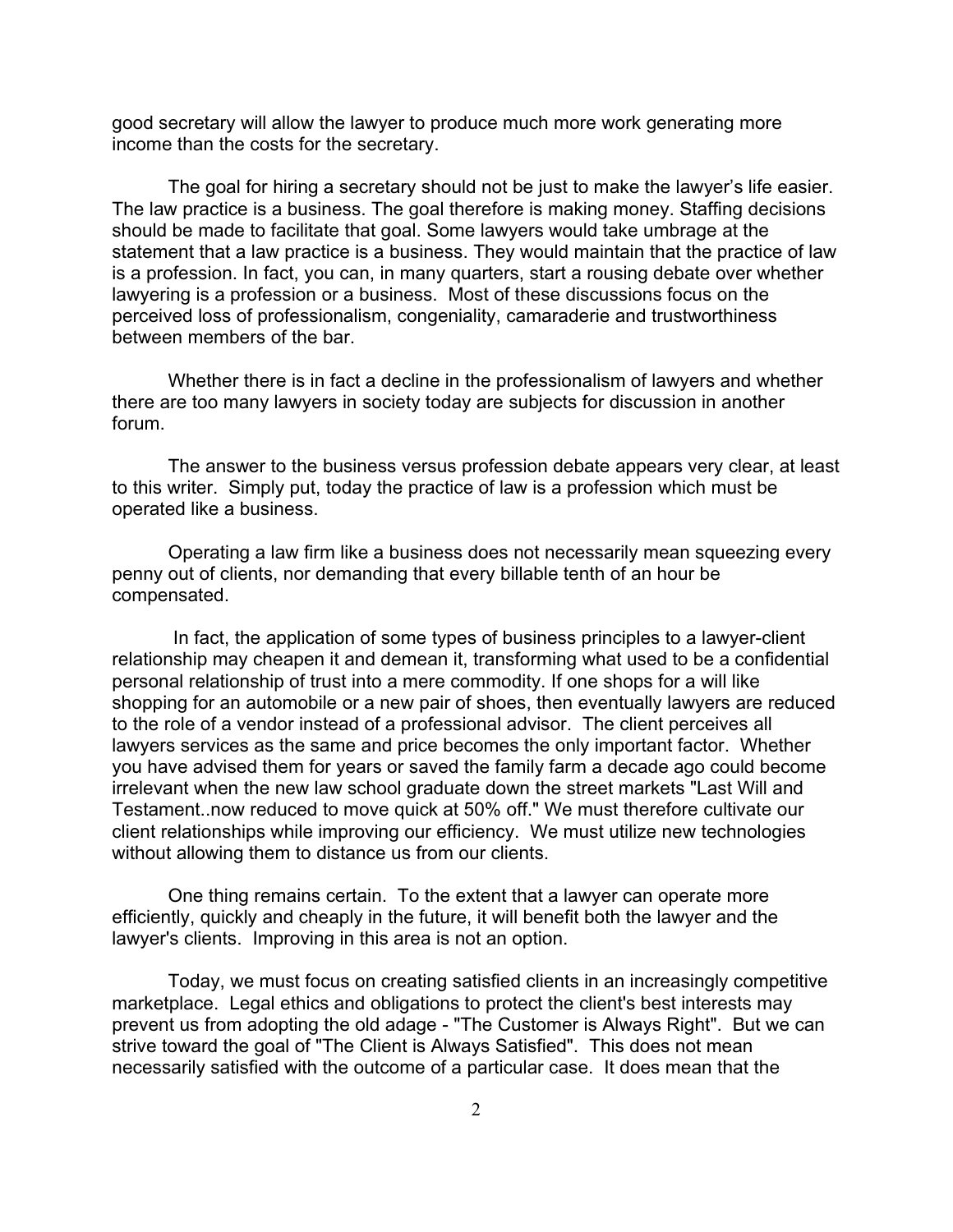good secretary will allow the lawyer to produce much more work generating more income than the costs for the secretary.

The goal for hiring a secretary should not be just to make the lawyer's life easier. The law practice is a business. The goal therefore is making money. Staffing decisions should be made to facilitate that goal. Some lawyers would take umbrage at the statement that a law practice is a business. They would maintain that the practice of law is a profession. In fact, you can, in many quarters, start a rousing debate over whether lawyering is a profession or a business. Most of these discussions focus on the perceived loss of professionalism, congeniality, camaraderie and trustworthiness between members of the bar.

Whether there is in fact a decline in the professionalism of lawyers and whether there are too many lawyers in society today are subjects for discussion in another forum.

The answer to the business versus profession debate appears very clear, at least to this writer. Simply put, today the practice of law is a profession which must be operated like a business.

Operating a law firm like a business does not necessarily mean squeezing every penny out of clients, nor demanding that every billable tenth of an hour be compensated.

In fact, the application of some types of business principles to a lawyer-client relationship may cheapen it and demean it, transforming what used to be a confidential personal relationship of trust into a mere commodity. If one shops for a will like shopping for an automobile or a new pair of shoes, then eventually lawyers are reduced to the role of a vendor instead of a professional advisor. The client perceives all lawyers services as the same and price becomes the only important factor. Whether you have advised them for years or saved the family farm a decade ago could become irrelevant when the new law school graduate down the street markets "Last Will and Testament..now reduced to move quick at 50% off." We must therefore cultivate our client relationships while improving our efficiency. We must utilize new technologies without allowing them to distance us from our clients.

One thing remains certain. To the extent that a lawyer can operate more efficiently, quickly and cheaply in the future, it will benefit both the lawyer and the lawyer's clients. Improving in this area is not an option.

Today, we must focus on creating satisfied clients in an increasingly competitive marketplace. Legal ethics and obligations to protect the client's best interests may prevent us from adopting the old adage - "The Customer is Always Right". But we can strive toward the goal of "The Client is Always Satisfied". This does not mean necessarily satisfied with the outcome of a particular case. It does mean that the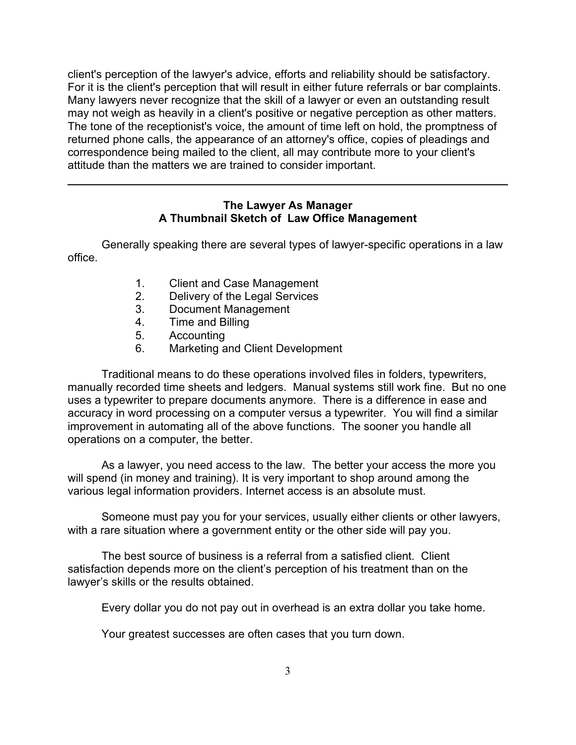client's perception of the lawyer's advice, efforts and reliability should be satisfactory. For it is the client's perception that will result in either future referrals or bar complaints. Many lawyers never recognize that the skill of a lawyer or even an outstanding result may not weigh as heavily in a client's positive or negative perception as other matters. The tone of the receptionist's voice, the amount of time left on hold, the promptness of returned phone calls, the appearance of an attorney's office, copies of pleadings and correspondence being mailed to the client, all may contribute more to your client's attitude than the matters we are trained to consider important.

---

## The Lawyer As Manager
## A Thumbnail Sketch of Law Office Management

Generally speaking there are several types of lawyer-specific operations in a law office.

1. Client and Case Management
2. Delivery of the Legal Services
3. Document Management
4. Time and Billing
5. Accounting
6. Marketing and Client Development

Traditional means to do these operations involved files in folders, typewriters, manually recorded time sheets and ledgers. Manual systems still work fine. But no one uses a typewriter to prepare documents anymore. There is a difference in ease and accuracy in word processing on a computer versus a typewriter. You will find a similar improvement in automating all of the above functions. The sooner you handle all operations on a computer, the better.

As a lawyer, you need access to the law. The better your access the more you will spend (in money and training). It is very important to shop around among the various legal information providers. Internet access is an absolute must.

Someone must pay you for your services, usually either clients or other lawyers, with a rare situation where a government entity or the other side will pay you.

The best source of business is a referral from a satisfied client. Client satisfaction depends more on the client's perception of his treatment than on the lawyer's skills or the results obtained.

Every dollar you do not pay out in overhead is an extra dollar you take home.

Your greatest successes are often cases that you turn down.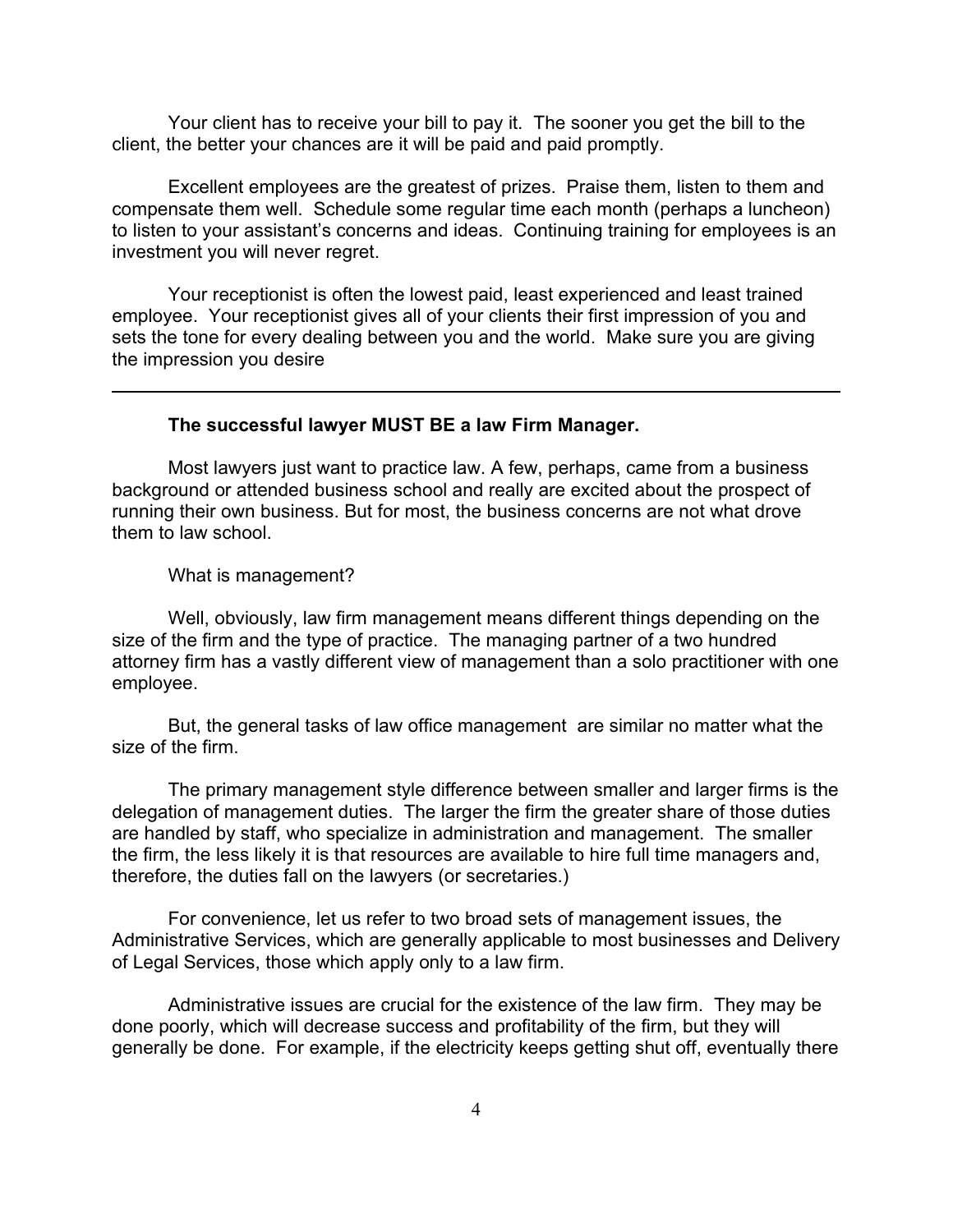Your client has to receive your bill to pay it. The sooner you get the bill to the client, the better your chances are it will be paid and paid promptly.

Excellent employees are the greatest of prizes. Praise them, listen to them and compensate them well. Schedule some regular time each month (perhaps a luncheon) to listen to your assistant's concerns and ideas. Continuing training for employees is an investment you will never regret.

Your receptionist is often the lowest paid, least experienced and least trained employee. Your receptionist gives all of your clients their first impression of you and sets the tone for every dealing between you and the world. Make sure you are giving the impression you desire

---

**The successful lawyer MUST BE a law Firm Manager.**

Most lawyers just want to practice law. A few, perhaps, came from a business background or attended business school and really are excited about the prospect of running their own business. But for most, the business concerns are not what drove them to law school.

What is management?

Well, obviously, law firm management means different things depending on the size of the firm and the type of practice. The managing partner of a two hundred attorney firm has a vastly different view of management than a solo practitioner with one employee.

But, the general tasks of law office management are similar no matter what the size of the firm.

The primary management style difference between smaller and larger firms is the delegation of management duties. The larger the firm the greater share of those duties are handled by staff, who specialize in administration and management. The smaller the firm, the less likely it is that resources are available to hire full time managers and, therefore, the duties fall on the lawyers (or secretaries.)

For convenience, let us refer to two broad sets of management issues, the Administrative Services, which are generally applicable to most businesses and Delivery of Legal Services, those which apply only to a law firm.

Administrative issues are crucial for the existence of the law firm. They may be done poorly, which will decrease success and profitability of the firm, but they will generally be done. For example, if the electricity keeps getting shut off, eventually there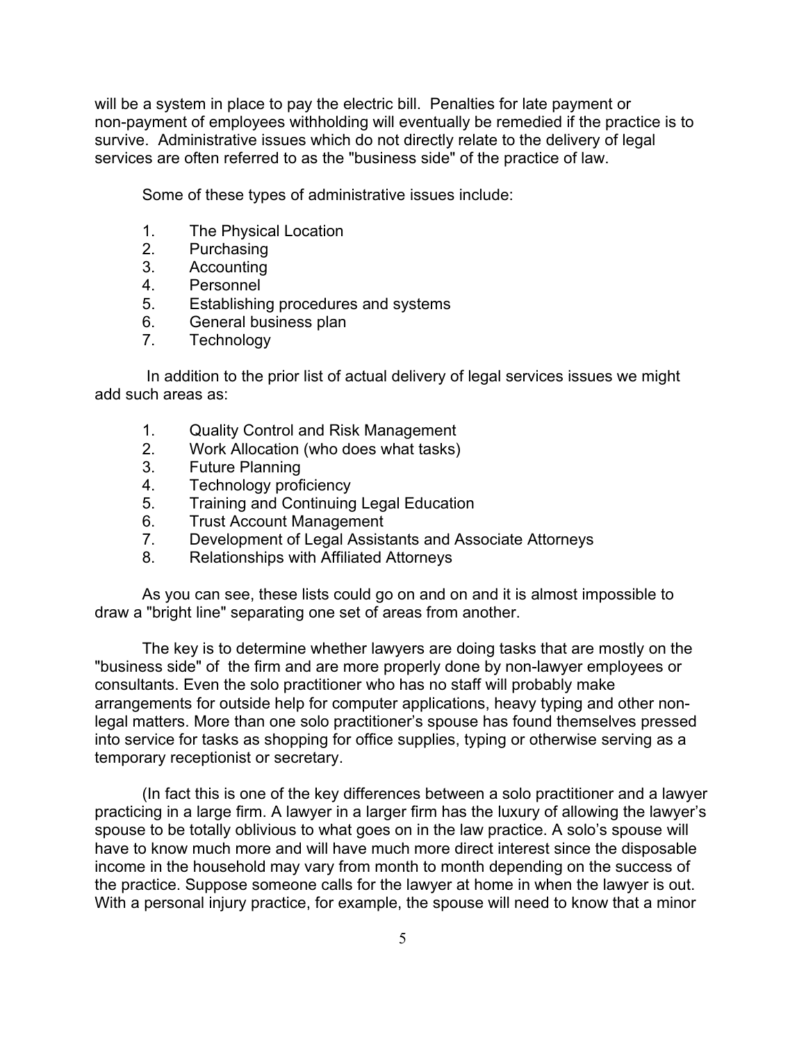will be a system in place to pay the electric bill. Penalties for late payment or non-payment of employees withholding will eventually be remedied if the practice is to survive. Administrative issues which do not directly relate to the delivery of legal services are often referred to as the "business side" of the practice of law.

Some of these types of administrative issues include:

1. The Physical Location
2. Purchasing
3. Accounting
4. Personnel
5. Establishing procedures and systems
6. General business plan
7. Technology

In addition to the prior list of actual delivery of legal services issues we might add such areas as:

1. Quality Control and Risk Management
2. Work Allocation (who does what tasks)
3. Future Planning
4. Technology proficiency
5. Training and Continuing Legal Education
6. Trust Account Management
7. Development of Legal Assistants and Associate Attorneys
8. Relationships with Affiliated Attorneys

As you can see, these lists could go on and on and it is almost impossible to draw a "bright line" separating one set of areas from another.

The key is to determine whether lawyers are doing tasks that are mostly on the "business side" of the firm and are more properly done by non-lawyer employees or consultants. Even the solo practitioner who has no staff will probably make arrangements for outside help for computer applications, heavy typing and other non-legal matters. More than one solo practitioner's spouse has found themselves pressed into service for tasks as shopping for office supplies, typing or otherwise serving as a temporary receptionist or secretary.

(In fact this is one of the key differences between a solo practitioner and a lawyer practicing in a large firm. A lawyer in a larger firm has the luxury of allowing the lawyer's spouse to be totally oblivious to what goes on in the law practice. A solo's spouse will have to know much more and will have much more direct interest since the disposable income in the household may vary from month to month depending on the success of the practice. Suppose someone calls for the lawyer at home in when the lawyer is out. With a personal injury practice, for example, the spouse will need to know that a minor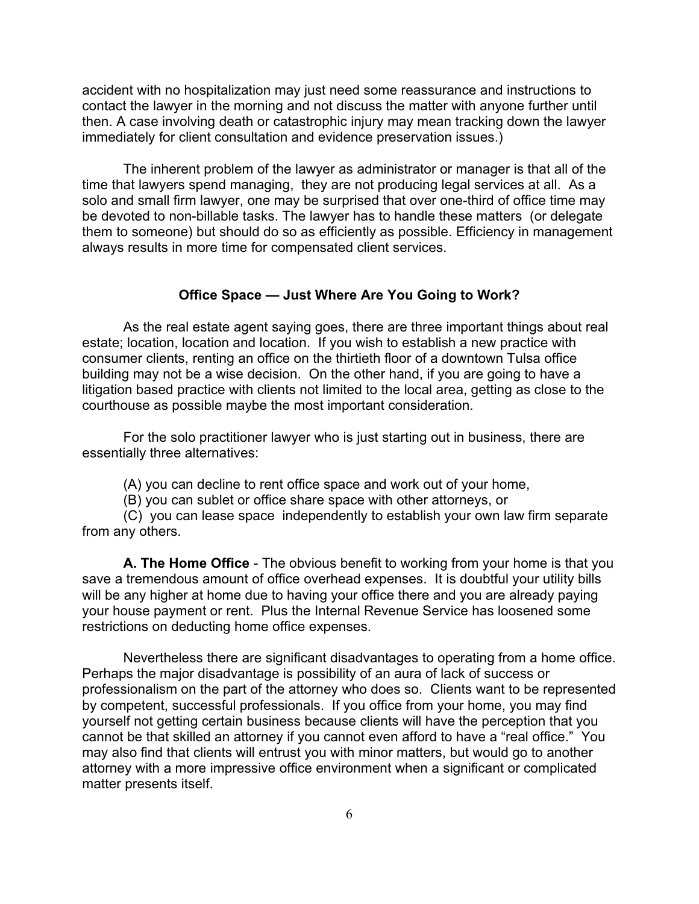accident with no hospitalization may just need some reassurance and instructions to contact the lawyer in the morning and not discuss the matter with anyone further until then. A case involving death or catastrophic injury may mean tracking down the lawyer immediately for client consultation and evidence preservation issues.)

The inherent problem of the lawyer as administrator or manager is that all of the time that lawyers spend managing, they are not producing legal services at all. As a solo and small firm lawyer, one may be surprised that over one-third of office time may be devoted to non-billable tasks. The lawyer has to handle these matters (or delegate them to someone) but should do so as efficiently as possible. Efficiency in management always results in more time for compensated client services.

## Office Space — Just Where Are You Going to Work?

As the real estate agent saying goes, there are three important things about real estate; location, location and location. If you wish to establish a new practice with consumer clients, renting an office on the thirtieth floor of a downtown Tulsa office building may not be a wise decision. On the other hand, if you are going to have a litigation based practice with clients not limited to the local area, getting as close to the courthouse as possible maybe the most important consideration.

For the solo practitioner lawyer who is just starting out in business, there are essentially three alternatives:

(A) you can decline to rent office space and work out of your home,

(B) you can sublet or office share space with other attorneys, or

(C) you can lease space independently to establish your own law firm separate from any others.

**A. The Home Office** - The obvious benefit to working from your home is that you save a tremendous amount of office overhead expenses. It is doubtful your utility bills will be any higher at home due to having your office there and you are already paying your house payment or rent. Plus the Internal Revenue Service has loosened some restrictions on deducting home office expenses.

Nevertheless there are significant disadvantages to operating from a home office. Perhaps the major disadvantage is possibility of an aura of lack of success or professionalism on the part of the attorney who does so. Clients want to be represented by competent, successful professionals. If you office from your home, you may find yourself not getting certain business because clients will have the perception that you cannot be that skilled an attorney if you cannot even afford to have a "real office." You may also find that clients will entrust you with minor matters, but would go to another attorney with a more impressive office environment when a significant or complicated matter presents itself.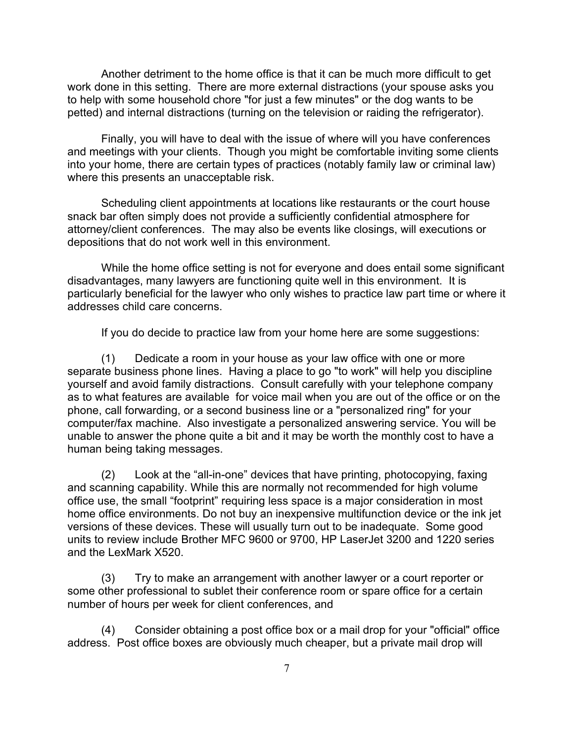Another detriment to the home office is that it can be much more difficult to get work done in this setting. There are more external distractions (your spouse asks you to help with some household chore "for just a few minutes" or the dog wants to be petted) and internal distractions (turning on the television or raiding the refrigerator).

Finally, you will have to deal with the issue of where will you have conferences and meetings with your clients. Though you might be comfortable inviting some clients into your home, there are certain types of practices (notably family law or criminal law) where this presents an unacceptable risk.

Scheduling client appointments at locations like restaurants or the court house snack bar often simply does not provide a sufficiently confidential atmosphere for attorney/client conferences. The may also be events like closings, will executions or depositions that do not work well in this environment.

While the home office setting is not for everyone and does entail some significant disadvantages, many lawyers are functioning quite well in this environment. It is particularly beneficial for the lawyer who only wishes to practice law part time or where it addresses child care concerns.

If you do decide to practice law from your home here are some suggestions:

(1) Dedicate a room in your house as your law office with one or more separate business phone lines. Having a place to go "to work" will help you discipline yourself and avoid family distractions. Consult carefully with your telephone company as to what features are available for voice mail when you are out of the office or on the phone, call forwarding, or a second business line or a "personalized ring" for your computer/fax machine. Also investigate a personalized answering service. You will be unable to answer the phone quite a bit and it may be worth the monthly cost to have a human being taking messages.

(2) Look at the "all-in-one" devices that have printing, photocopying, faxing and scanning capability. While this are normally not recommended for high volume office use, the small "footprint" requiring less space is a major consideration in most home office environments. Do not buy an inexpensive multifunction device or the ink jet versions of these devices. These will usually turn out to be inadequate. Some good units to review include Brother MFC 9600 or 9700, HP LaserJet 3200 and 1220 series and the LexMark X520.

(3) Try to make an arrangement with another lawyer or a court reporter or some other professional to sublet their conference room or spare office for a certain number of hours per week for client conferences, and

(4) Consider obtaining a post office box or a mail drop for your "official" office address. Post office boxes are obviously much cheaper, but a private mail drop will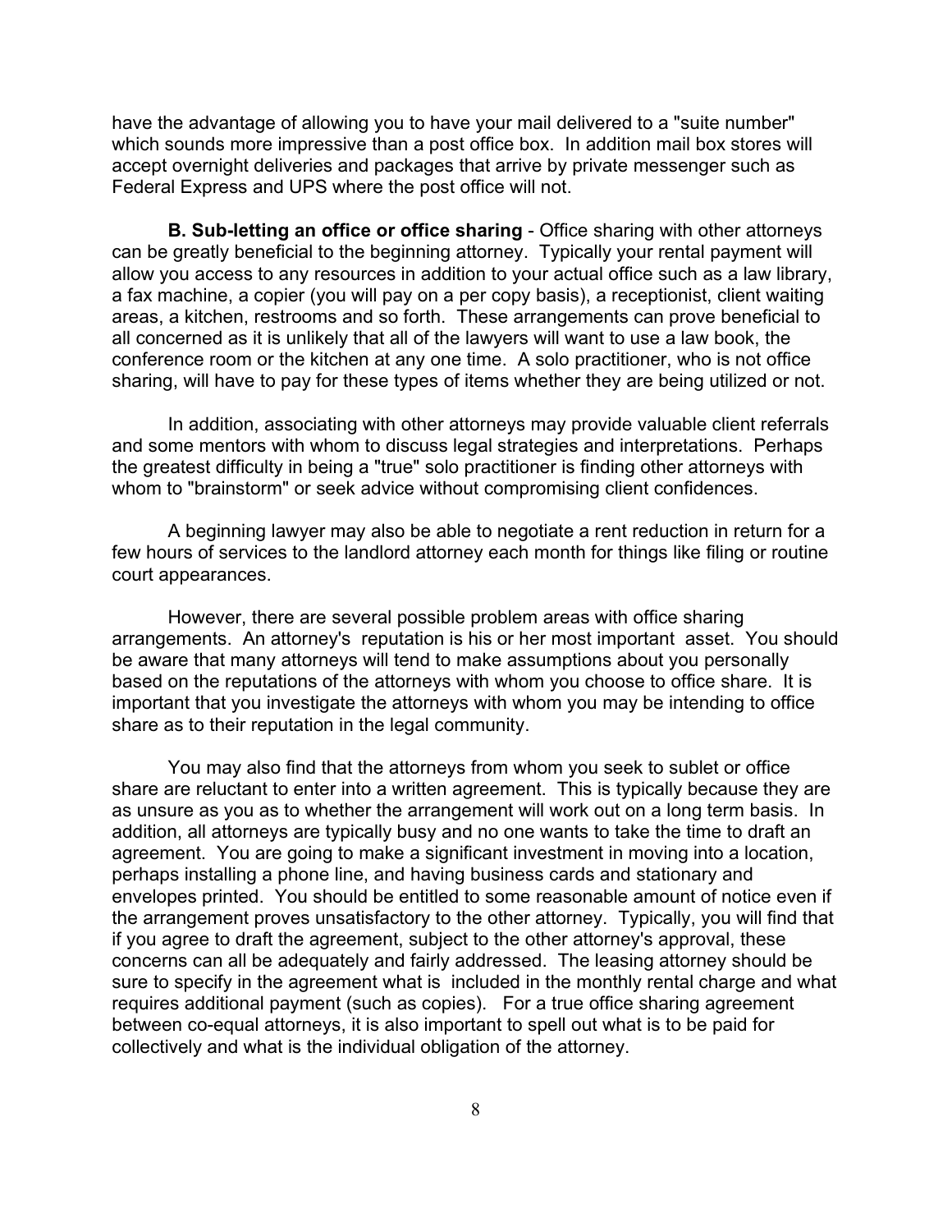have the advantage of allowing you to have your mail delivered to a "suite number" which sounds more impressive than a post office box. In addition mail box stores will accept overnight deliveries and packages that arrive by private messenger such as Federal Express and UPS where the post office will not.

**B. Sub-letting an office or office sharing** - Office sharing with other attorneys can be greatly beneficial to the beginning attorney. Typically your rental payment will allow you access to any resources in addition to your actual office such as a law library, a fax machine, a copier (you will pay on a per copy basis), a receptionist, client waiting areas, a kitchen, restrooms and so forth. These arrangements can prove beneficial to all concerned as it is unlikely that all of the lawyers will want to use a law book, the conference room or the kitchen at any one time. A solo practitioner, who is not office sharing, will have to pay for these types of items whether they are being utilized or not.

In addition, associating with other attorneys may provide valuable client referrals and some mentors with whom to discuss legal strategies and interpretations. Perhaps the greatest difficulty in being a "true" solo practitioner is finding other attorneys with whom to "brainstorm" or seek advice without compromising client confidences.

A beginning lawyer may also be able to negotiate a rent reduction in return for a few hours of services to the landlord attorney each month for things like filing or routine court appearances.

However, there are several possible problem areas with office sharing arrangements. An attorney's reputation is his or her most important asset. You should be aware that many attorneys will tend to make assumptions about you personally based on the reputations of the attorneys with whom you choose to office share. It is important that you investigate the attorneys with whom you may be intending to office share as to their reputation in the legal community.

You may also find that the attorneys from whom you seek to sublet or office share are reluctant to enter into a written agreement. This is typically because they are as unsure as you as to whether the arrangement will work out on a long term basis. In addition, all attorneys are typically busy and no one wants to take the time to draft an agreement. You are going to make a significant investment in moving into a location, perhaps installing a phone line, and having business cards and stationary and envelopes printed. You should be entitled to some reasonable amount of notice even if the arrangement proves unsatisfactory to the other attorney. Typically, you will find that if you agree to draft the agreement, subject to the other attorney's approval, these concerns can all be adequately and fairly addressed. The leasing attorney should be sure to specify in the agreement what is included in the monthly rental charge and what requires additional payment (such as copies). For a true office sharing agreement between co-equal attorneys, it is also important to spell out what is to be paid for collectively and what is the individual obligation of the attorney.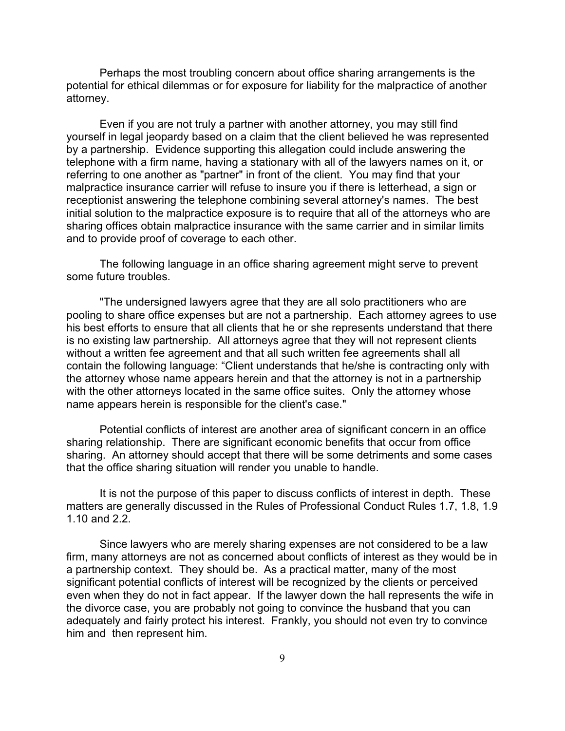Perhaps the most troubling concern about office sharing arrangements is the potential for ethical dilemmas or for exposure for liability for the malpractice of another attorney.

Even if you are not truly a partner with another attorney, you may still find yourself in legal jeopardy based on a claim that the client believed he was represented by a partnership. Evidence supporting this allegation could include answering the telephone with a firm name, having a stationary with all of the lawyers names on it, or referring to one another as "partner" in front of the client. You may find that your malpractice insurance carrier will refuse to insure you if there is letterhead, a sign or receptionist answering the telephone combining several attorney's names. The best initial solution to the malpractice exposure is to require that all of the attorneys who are sharing offices obtain malpractice insurance with the same carrier and in similar limits and to provide proof of coverage to each other.

The following language in an office sharing agreement might serve to prevent some future troubles.

"The undersigned lawyers agree that they are all solo practitioners who are pooling to share office expenses but are not a partnership. Each attorney agrees to use his best efforts to ensure that all clients that he or she represents understand that there is no existing law partnership. All attorneys agree that they will not represent clients without a written fee agreement and that all such written fee agreements shall all contain the following language: "Client understands that he/she is contracting only with the attorney whose name appears herein and that the attorney is not in a partnership with the other attorneys located in the same office suites. Only the attorney whose name appears herein is responsible for the client's case."

Potential conflicts of interest are another area of significant concern in an office sharing relationship. There are significant economic benefits that occur from office sharing. An attorney should accept that there will be some detriments and some cases that the office sharing situation will render you unable to handle.

It is not the purpose of this paper to discuss conflicts of interest in depth. These matters are generally discussed in the Rules of Professional Conduct Rules 1.7, 1.8, 1.9 1.10 and 2.2.

Since lawyers who are merely sharing expenses are not considered to be a law firm, many attorneys are not as concerned about conflicts of interest as they would be in a partnership context. They should be. As a practical matter, many of the most significant potential conflicts of interest will be recognized by the clients or perceived even when they do not in fact appear. If the lawyer down the hall represents the wife in the divorce case, you are probably not going to convince the husband that you can adequately and fairly protect his interest. Frankly, you should not even try to convince him and then represent him.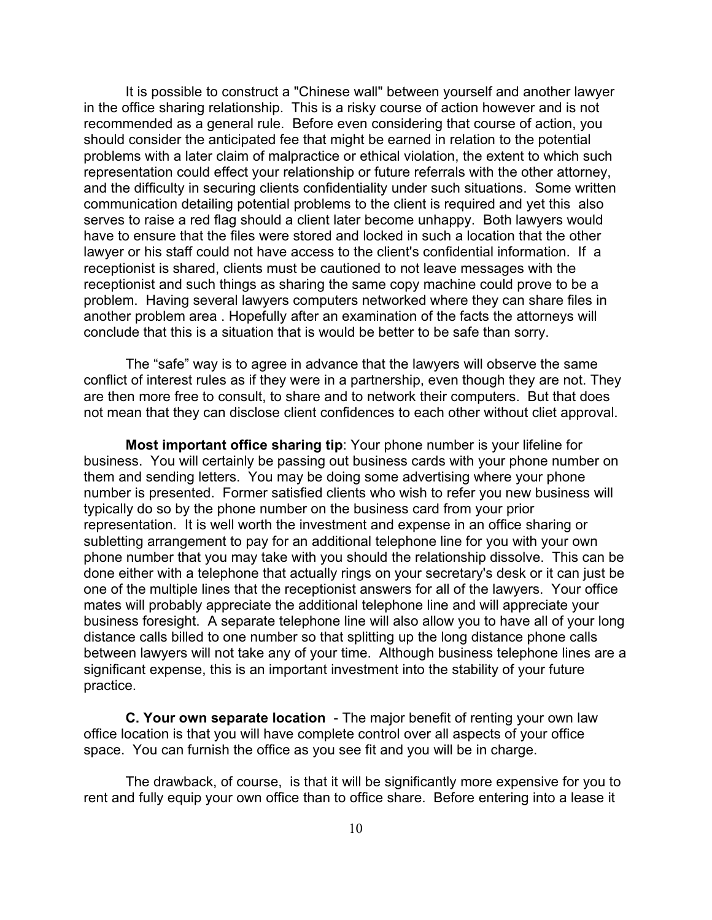It is possible to construct a "Chinese wall" between yourself and another lawyer in the office sharing relationship. This is a risky course of action however and is not recommended as a general rule. Before even considering that course of action, you should consider the anticipated fee that might be earned in relation to the potential problems with a later claim of malpractice or ethical violation, the extent to which such representation could effect your relationship or future referrals with the other attorney, and the difficulty in securing clients confidentiality under such situations. Some written communication detailing potential problems to the client is required and yet this also serves to raise a red flag should a client later become unhappy. Both lawyers would have to ensure that the files were stored and locked in such a location that the other lawyer or his staff could not have access to the client's confidential information. If a receptionist is shared, clients must be cautioned to not leave messages with the receptionist and such things as sharing the same copy machine could prove to be a problem. Having several lawyers computers networked where they can share files in another problem area . Hopefully after an examination of the facts the attorneys will conclude that this is a situation that is would be better to be safe than sorry.

The “safe” way is to agree in advance that the lawyers will observe the same conflict of interest rules as if they were in a partnership, even though they are not. They are then more free to consult, to share and to network their computers. But that does not mean that they can disclose client confidences to each other without cliet approval.

**Most important office sharing tip**: Your phone number is your lifeline for business. You will certainly be passing out business cards with your phone number on them and sending letters. You may be doing some advertising where your phone number is presented. Former satisfied clients who wish to refer you new business will typically do so by the phone number on the business card from your prior representation. It is well worth the investment and expense in an office sharing or subletting arrangement to pay for an additional telephone line for you with your own phone number that you may take with you should the relationship dissolve. This can be done either with a telephone that actually rings on your secretary's desk or it can just be one of the multiple lines that the receptionist answers for all of the lawyers. Your office mates will probably appreciate the additional telephone line and will appreciate your business foresight. A separate telephone line will also allow you to have all of your long distance calls billed to one number so that splitting up the long distance phone calls between lawyers will not take any of your time. Although business telephone lines are a significant expense, this is an important investment into the stability of your future practice.

**C. Your own separate location** - The major benefit of renting your own law office location is that you will have complete control over all aspects of your office space. You can furnish the office as you see fit and you will be in charge.

The drawback, of course, is that it will be significantly more expensive for you to rent and fully equip your own office than to office share. Before entering into a lease it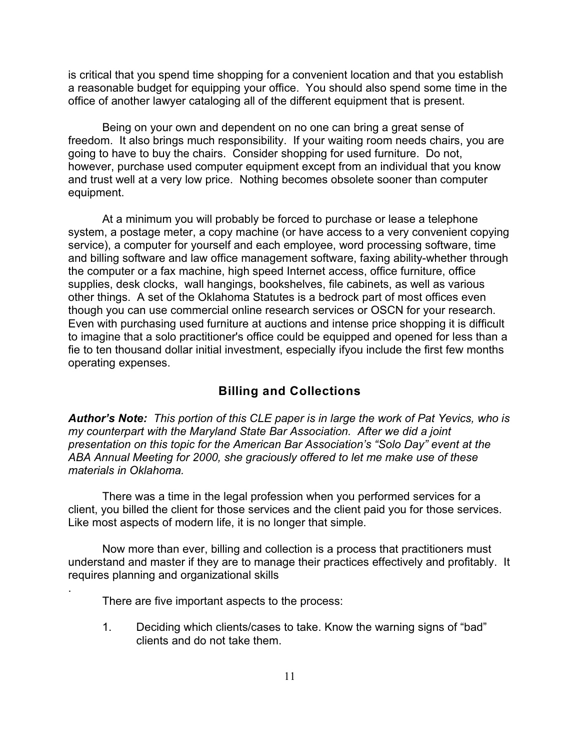is critical that you spend time shopping for a convenient location and that you establish a reasonable budget for equipping your office. You should also spend some time in the office of another lawyer cataloging all of the different equipment that is present.

Being on your own and dependent on no one can bring a great sense of freedom. It also brings much responsibility. If your waiting room needs chairs, you are going to have to buy the chairs. Consider shopping for used furniture. Do not, however, purchase used computer equipment except from an individual that you know and trust well at a very low price. Nothing becomes obsolete sooner than computer equipment.

At a minimum you will probably be forced to purchase or lease a telephone system, a postage meter, a copy machine (or have access to a very convenient copying service), a computer for yourself and each employee, word processing software, time and billing software and law office management software, faxing ability-whether through the computer or a fax machine, high speed Internet access, office furniture, office supplies, desk clocks, wall hangings, bookshelves, file cabinets, as well as various other things. A set of the Oklahoma Statutes is a bedrock part of most offices even though you can use commercial online research services or OSCN for your research. Even with purchasing used furniture at auctions and intense price shopping it is difficult to imagine that a solo practitioner's office could be equipped and opened for less than a fie to ten thousand dollar initial investment, especially ifyou include the first few months operating expenses.

## Billing and Collections

***Author's Note:*** *This portion of this CLE paper is in large the work of Pat Yevics, who is my counterpart with the Maryland State Bar Association. After we did a joint presentation on this topic for the American Bar Association's "Solo Day" event at the ABA Annual Meeting for 2000, she graciously offered to let me make use of these materials in Oklahoma.*

There was a time in the legal profession when you performed services for a client, you billed the client for those services and the client paid you for those services. Like most aspects of modern life, it is no longer that simple.

Now more than ever, billing and collection is a process that practitioners must understand and master if they are to manage their practices effectively and profitably. It requires planning and organizational skills

.

There are five important aspects to the process:

1. Deciding which clients/cases to take. Know the warning signs of "bad" clients and do not take them.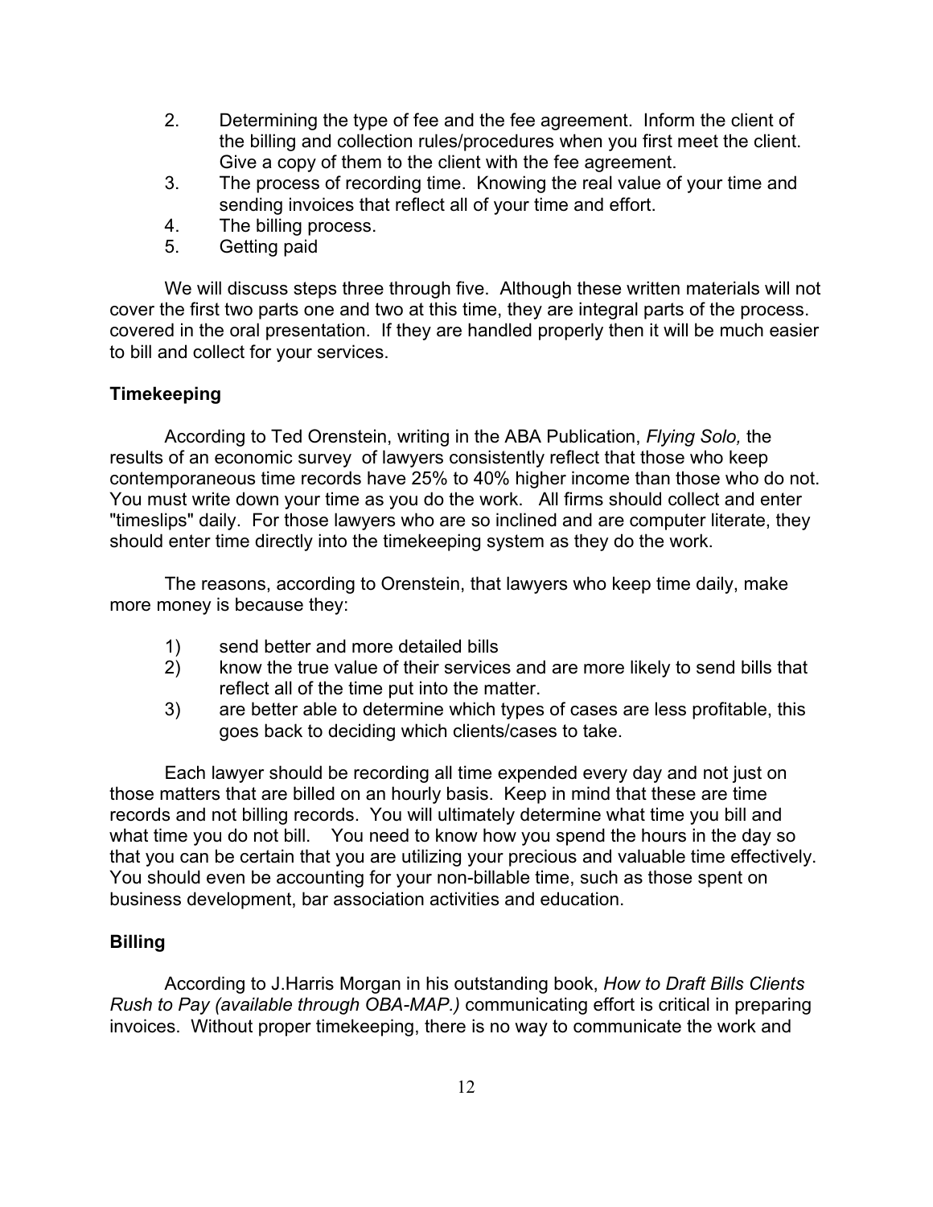2. Determining the type of fee and the fee agreement. Inform the client of the billing and collection rules/procedures when you first meet the client. Give a copy of them to the client with the fee agreement.
3. The process of recording time. Knowing the real value of your time and sending invoices that reflect all of your time and effort.
4. The billing process.
5. Getting paid

We will discuss steps three through five. Although these written materials will not cover the first two parts one and two at this time, they are integral parts of the process. covered in the oral presentation. If they are handled properly then it will be much easier to bill and collect for your services.

**Timekeeping**

According to Ted Orenstein, writing in the ABA Publication, *Flying Solo,* the results of an economic survey of lawyers consistently reflect that those who keep contemporaneous time records have 25% to 40% higher income than those who do not. You must write down your time as you do the work. All firms should collect and enter "timeslips" daily. For those lawyers who are so inclined and are computer literate, they should enter time directly into the timekeeping system as they do the work.

The reasons, according to Orenstein, that lawyers who keep time daily, make more money is because they:

1) send better and more detailed bills
2) know the true value of their services and are more likely to send bills that reflect all of the time put into the matter.
3) are better able to determine which types of cases are less profitable, this goes back to deciding which clients/cases to take.

Each lawyer should be recording all time expended every day and not just on those matters that are billed on an hourly basis. Keep in mind that these are time records and not billing records. You will ultimately determine what time you bill and what time you do not bill. You need to know how you spend the hours in the day so that you can be certain that you are utilizing your precious and valuable time effectively. You should even be accounting for your non-billable time, such as those spent on business development, bar association activities and education.

**Billing**

According to J.Harris Morgan in his outstanding book, *How to Draft Bills Clients Rush to Pay (available through OBA-MAP.)* communicating effort is critical in preparing invoices. Without proper timekeeping, there is no way to communicate the work and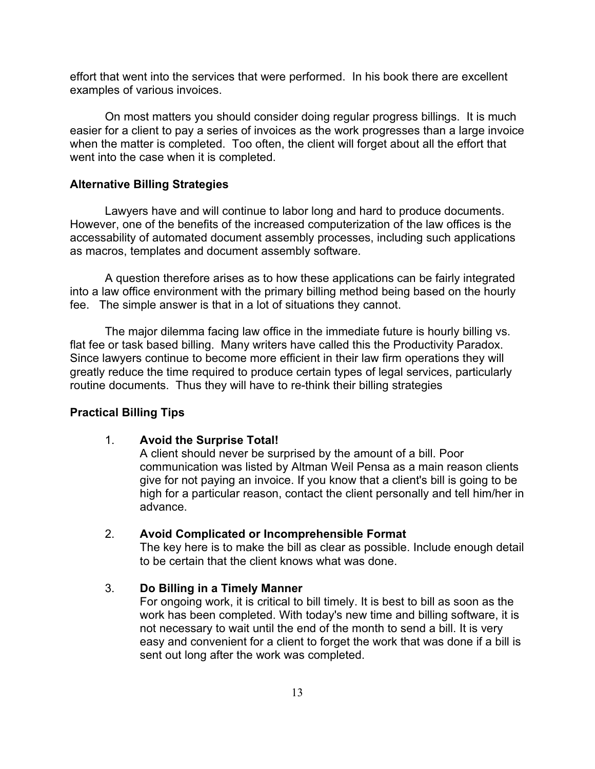effort that went into the services that were performed. In his book there are excellent examples of various invoices.

On most matters you should consider doing regular progress billings. It is much easier for a client to pay a series of invoices as the work progresses than a large invoice when the matter is completed. Too often, the client will forget about all the effort that went into the case when it is completed.

**Alternative Billing Strategies**

Lawyers have and will continue to labor long and hard to produce documents. However, one of the benefits of the increased computerization of the law offices is the accessability of automated document assembly processes, including such applications as macros, templates and document assembly software.

A question therefore arises as to how these applications can be fairly integrated into a law office environment with the primary billing method being based on the hourly fee. The simple answer is that in a lot of situations they cannot.

The major dilemma facing law office in the immediate future is hourly billing vs. flat fee or task based billing. Many writers have called this the Productivity Paradox. Since lawyers continue to become more efficient in their law firm operations they will greatly reduce the time required to produce certain types of legal services, particularly routine documents. Thus they will have to re-think their billing strategies

**Practical Billing Tips**

1. **Avoid the Surprise Total!**
   A client should never be surprised by the amount of a bill. Poor communication was listed by Altman Weil Pensa as a main reason clients give for not paying an invoice. If you know that a client's bill is going to be high for a particular reason, contact the client personally and tell him/her in advance.

2. **Avoid Complicated or Incomprehensible Format**
   The key here is to make the bill as clear as possible. Include enough detail to be certain that the client knows what was done.

3. **Do Billing in a Timely Manner**
   For ongoing work, it is critical to bill timely. It is best to bill as soon as the work has been completed. With today's new time and billing software, it is not necessary to wait until the end of the month to send a bill. It is very easy and convenient for a client to forget the work that was done if a bill is sent out long after the work was completed.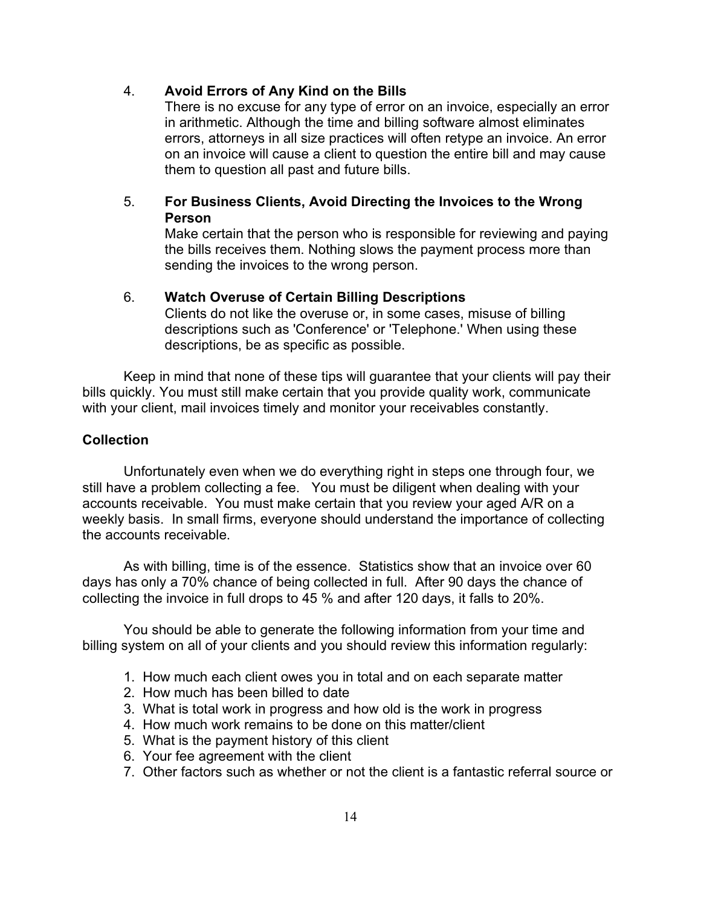4. **Avoid Errors of Any Kind on the Bills**
   There is no excuse for any type of error on an invoice, especially an error in arithmetic. Although the time and billing software almost eliminates errors, attorneys in all size practices will often retype an invoice. An error on an invoice will cause a client to question the entire bill and may cause them to question all past and future bills.

5. **For Business Clients, Avoid Directing the Invoices to the Wrong Person**
   Make certain that the person who is responsible for reviewing and paying the bills receives them. Nothing slows the payment process more than sending the invoices to the wrong person.

6. **Watch Overuse of Certain Billing Descriptions**
   Clients do not like the overuse or, in some cases, misuse of billing descriptions such as 'Conference' or 'Telephone.' When using these descriptions, be as specific as possible.

Keep in mind that none of these tips will guarantee that your clients will pay their bills quickly. You must still make certain that you provide quality work, communicate with your client, mail invoices timely and monitor your receivables constantly.

**Collection**

Unfortunately even when we do everything right in steps one through four, we still have a problem collecting a fee. You must be diligent when dealing with your accounts receivable. You must make certain that you review your aged A/R on a weekly basis. In small firms, everyone should understand the importance of collecting the accounts receivable.

As with billing, time is of the essence. Statistics show that an invoice over 60 days has only a 70% chance of being collected in full. After 90 days the chance of collecting the invoice in full drops to 45 % and after 120 days, it falls to 20%.

You should be able to generate the following information from your time and billing system on all of your clients and you should review this information regularly:

1. How much each client owes you in total and on each separate matter
2. How much has been billed to date
3. What is total work in progress and how old is the work in progress
4. How much work remains to be done on this matter/client
5. What is the payment history of this client
6. Your fee agreement with the client
7. Other factors such as whether or not the client is a fantastic referral source or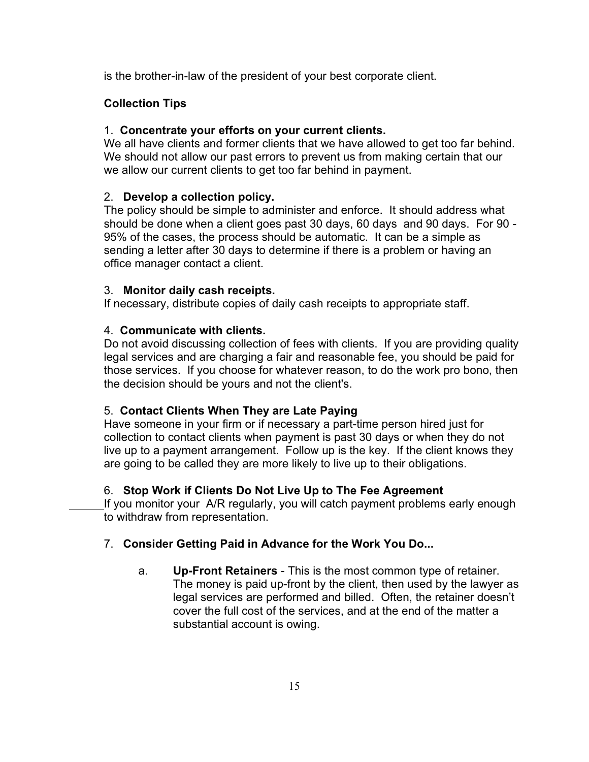is the brother-in-law of the president of your best corporate client.

**Collection Tips**

1. **Concentrate your efforts on your current clients.**
We all have clients and former clients that we have allowed to get too far behind. We should not allow our past errors to prevent us from making certain that our we allow our current clients to get too far behind in payment.

2. **Develop a collection policy.**
The policy should be simple to administer and enforce. It should address what should be done when a client goes past 30 days, 60 days and 90 days. For 90 - 95% of the cases, the process should be automatic. It can be a simple as sending a letter after 30 days to determine if there is a problem or having an office manager contact a client.

3. **Monitor daily cash receipts.**
If necessary, distribute copies of daily cash receipts to appropriate staff.

4. **Communicate with clients.**
Do not avoid discussing collection of fees with clients. If you are providing quality legal services and are charging a fair and reasonable fee, you should be paid for those services. If you choose for whatever reason, to do the work pro bono, then the decision should be yours and not the client's.

5. **Contact Clients When They are Late Paying**
Have someone in your firm or if necessary a part-time person hired just for collection to contact clients when payment is past 30 days or when they do not live up to a payment arrangement. Follow up is the key. If the client knows they are going to be called they are more likely to live up to their obligations.

6. **Stop Work if Clients Do Not Live Up to The Fee Agreement**
If you monitor your A/R regularly, you will catch payment problems early enough to withdraw from representation.

7. **Consider Getting Paid in Advance for the Work You Do...**

   a. **Up-Front Retainers** - This is the most common type of retainer. The money is paid up-front by the client, then used by the lawyer as legal services are performed and billed. Often, the retainer doesn't cover the full cost of the services, and at the end of the matter a substantial account is owing.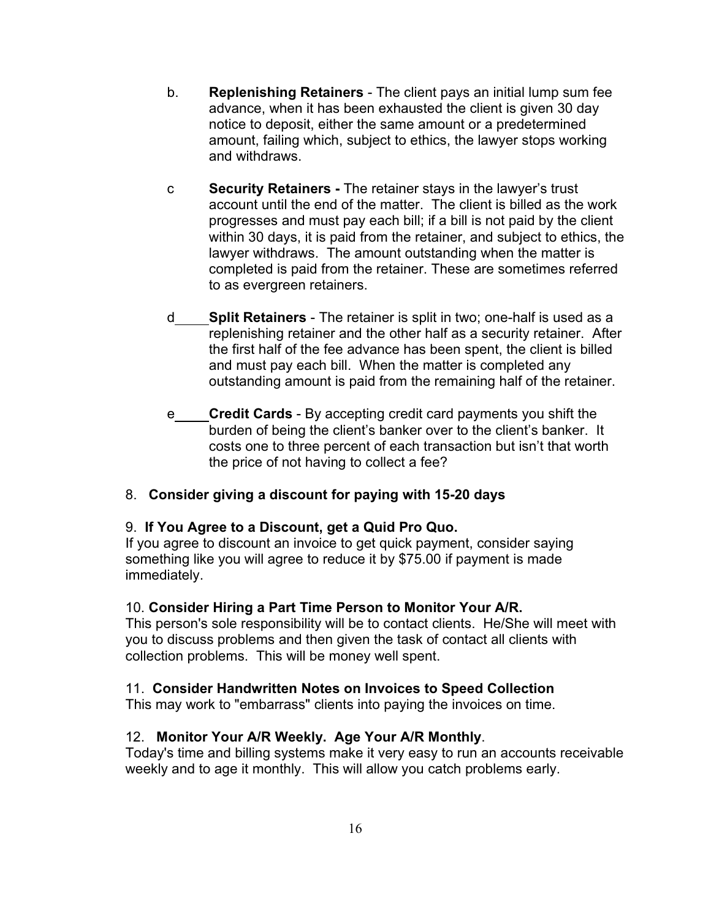b. **Replenishing Retainers** - The client pays an initial lump sum fee advance, when it has been exhausted the client is given 30 day notice to deposit, either the same amount or a predetermined amount, failing which, subject to ethics, the lawyer stops working and withdraws.

c **Security Retainers -** The retainer stays in the lawyer's trust account until the end of the matter. The client is billed as the work progresses and must pay each bill; if a bill is not paid by the client within 30 days, it is paid from the retainer, and subject to ethics, the lawyer withdraws. The amount outstanding when the matter is completed is paid from the retainer. These are sometimes referred to as evergreen retainers.

d **Split Retainers** - The retainer is split in two; one-half is used as a replenishing retainer and the other half as a security retainer. After the first half of the fee advance has been spent, the client is billed and must pay each bill. When the matter is completed any outstanding amount is paid from the remaining half of the retainer.

e **Credit Cards** - By accepting credit card payments you shift the burden of being the client's banker over to the client's banker. It costs one to three percent of each transaction but isn't that worth the price of not having to collect a fee?

8. **Consider giving a discount for paying with 15-20 days**

9. **If You Agree to a Discount, get a Quid Pro Quo.**
If you agree to discount an invoice to get quick payment, consider saying something like you will agree to reduce it by $75.00 if payment is made immediately.

10. **Consider Hiring a Part Time Person to Monitor Your A/R.**
This person's sole responsibility will be to contact clients. He/She will meet with you to discuss problems and then given the task of contact all clients with collection problems. This will be money well spent.

11. **Consider Handwritten Notes on Invoices to Speed Collection**
This may work to "embarrass" clients into paying the invoices on time.

12. **Monitor Your A/R Weekly. Age Your A/R Monthly**.
Today's time and billing systems make it very easy to run an accounts receivable weekly and to age it monthly. This will allow you catch problems early.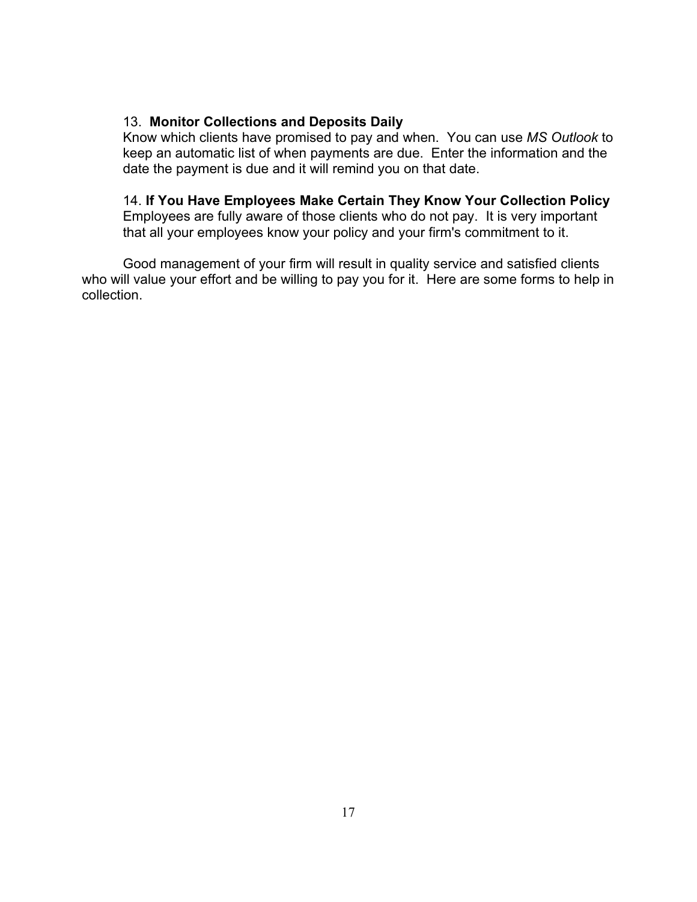13. **Monitor Collections and Deposits Daily**
Know which clients have promised to pay and when. You can use *MS Outlook* to keep an automatic list of when payments are due. Enter the information and the date the payment is due and it will remind you on that date.

14. **If You Have Employees Make Certain They Know Your Collection Policy**
Employees are fully aware of those clients who do not pay. It is very important that all your employees know your policy and your firm's commitment to it.

Good management of your firm will result in quality service and satisfied clients who will value your effort and be willing to pay you for it. Here are some forms to help in collection.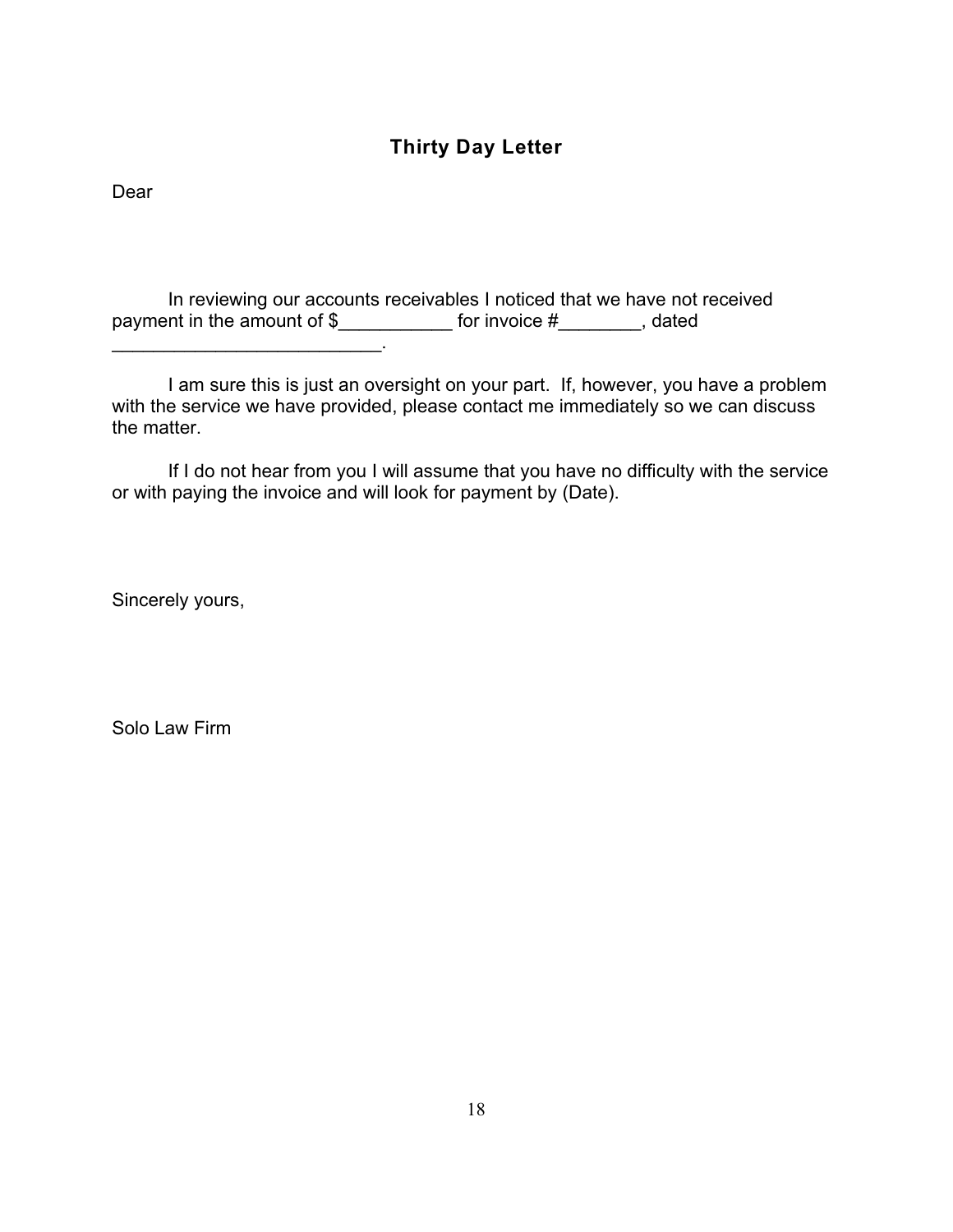## Thirty Day Letter

Dear

In reviewing our accounts receivables I noticed that we have not received payment in the amount of $___________ for invoice #________, dated __________________________.

I am sure this is just an oversight on your part. If, however, you have a problem with the service we have provided, please contact me immediately so we can discuss the matter.

If I do not hear from you I will assume that you have no difficulty with the service or with paying the invoice and will look for payment by (Date).

Sincerely yours,

Solo Law Firm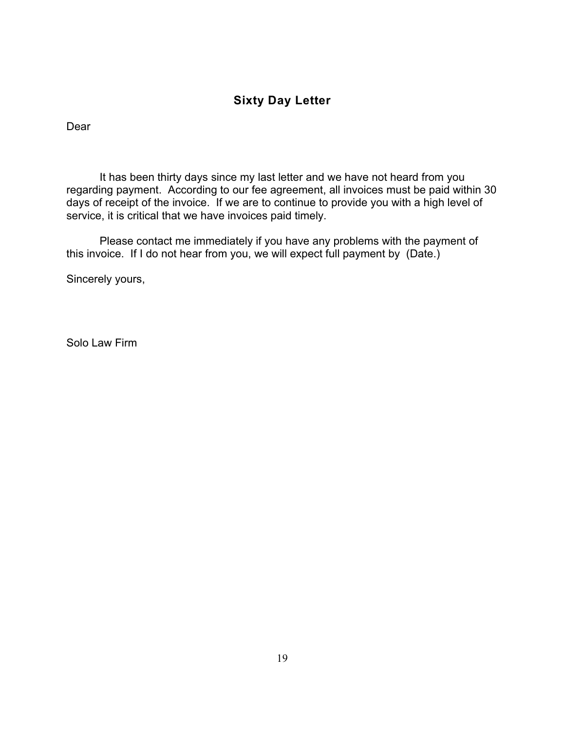## Sixty Day Letter

Dear

It has been thirty days since my last letter and we have not heard from you regarding payment. According to our fee agreement, all invoices must be paid within 30 days of receipt of the invoice. If we are to continue to provide you with a high level of service, it is critical that we have invoices paid timely.

Please contact me immediately if you have any problems with the payment of this invoice. If I do not hear from you, we will expect full payment by (Date.)

Sincerely yours,

Solo Law Firm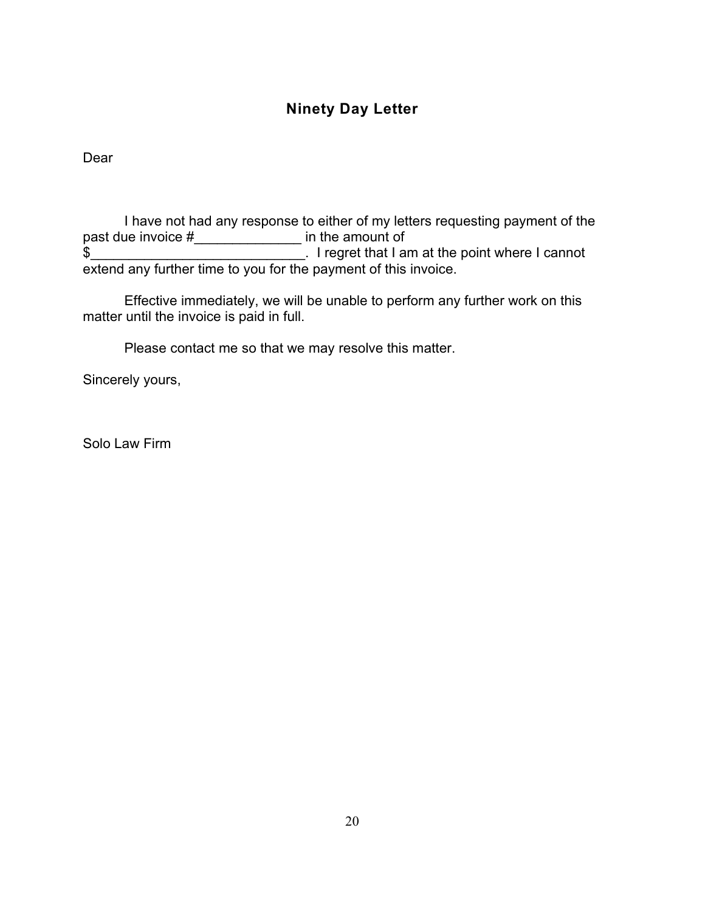## Ninety Day Letter

Dear

I have not had any response to either of my letters requesting payment of the past due invoice #______________ in the amount of $_____________________________. I regret that I am at the point where I cannot extend any further time to you for the payment of this invoice.

Effective immediately, we will be unable to perform any further work on this matter until the invoice is paid in full.

Please contact me so that we may resolve this matter.

Sincerely yours,

Solo Law Firm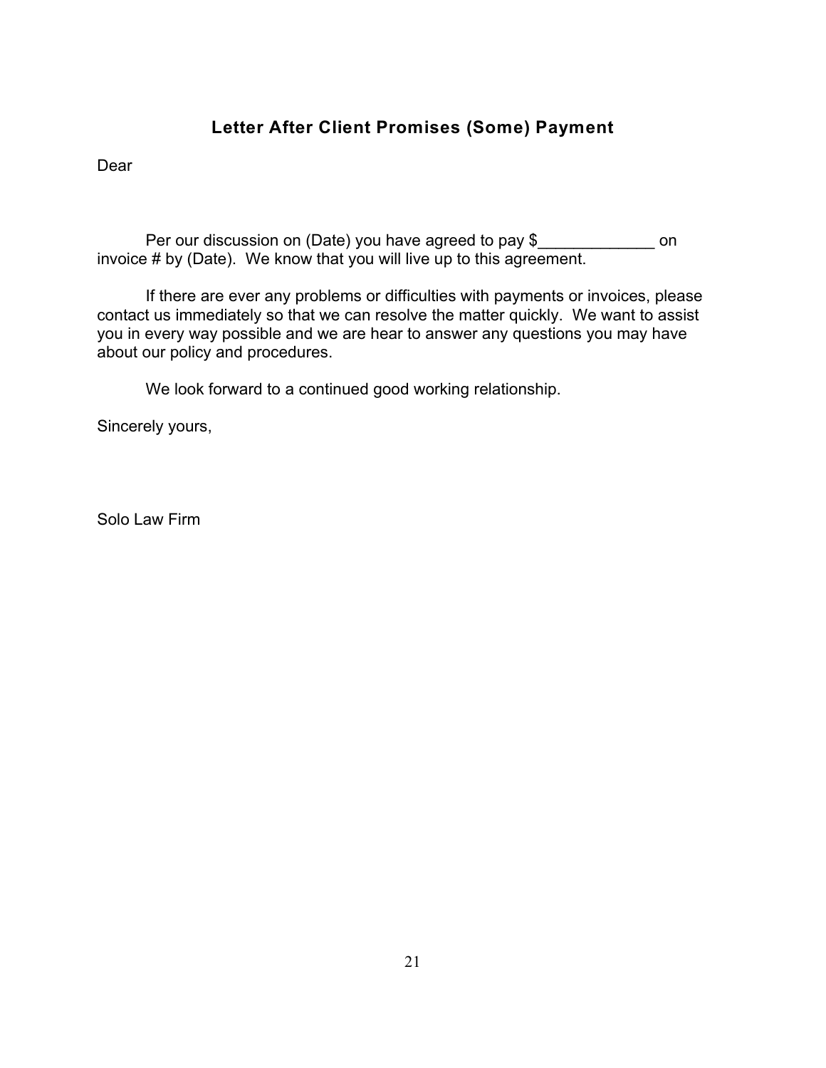## Letter After Client Promises (Some) Payment

Dear

Per our discussion on (Date) you have agreed to pay $_____________ on invoice # by (Date). We know that you will live up to this agreement.

If there are ever any problems or difficulties with payments or invoices, please contact us immediately so that we can resolve the matter quickly. We want to assist you in every way possible and we are hear to answer any questions you may have about our policy and procedures.

We look forward to a continued good working relationship.

Sincerely yours,

Solo Law Firm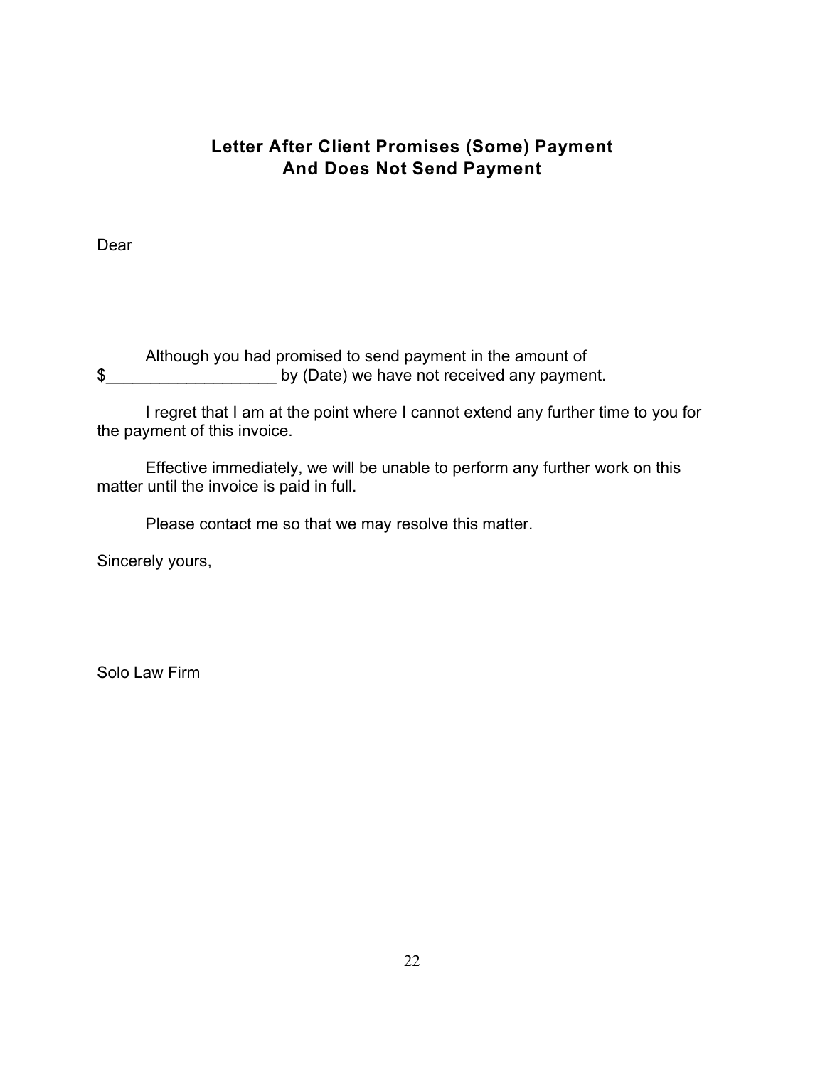## Letter After Client Promises (Some) Payment And Does Not Send Payment

Dear

Although you had promised to send payment in the amount of $___________________ by (Date) we have not received any payment.

I regret that I am at the point where I cannot extend any further time to you for the payment of this invoice.

Effective immediately, we will be unable to perform any further work on this matter until the invoice is paid in full.

Please contact me so that we may resolve this matter.

Sincerely yours,

Solo Law Firm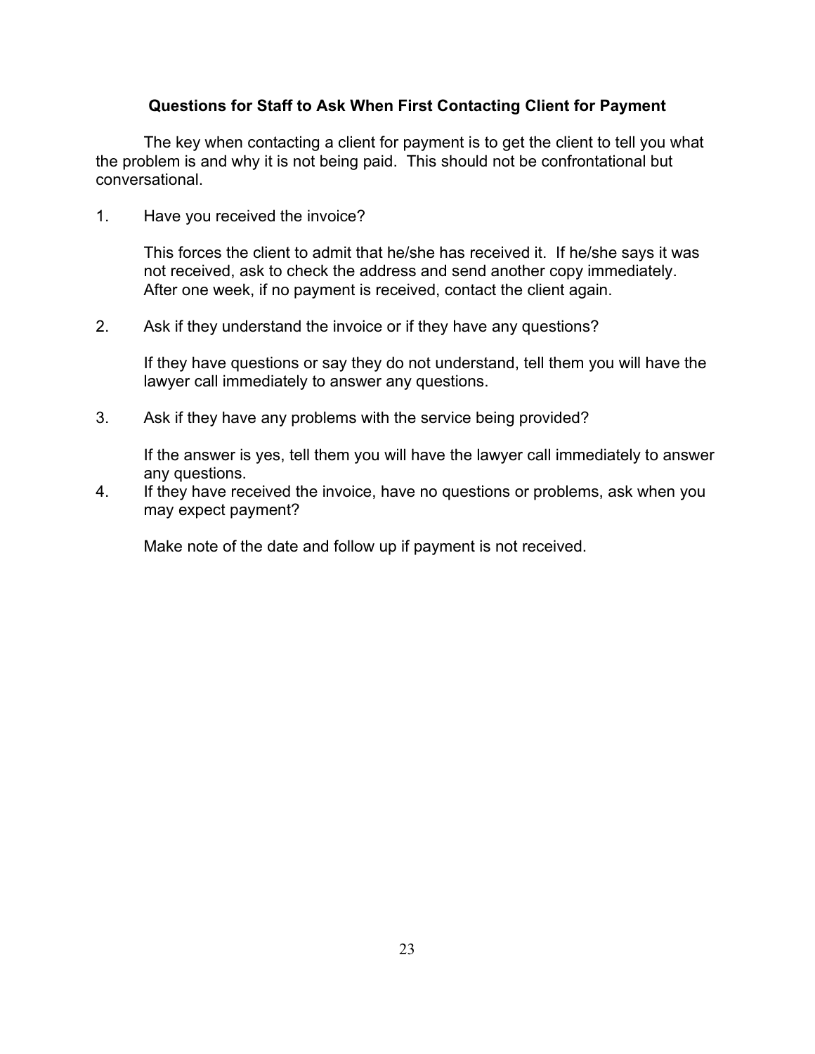## Questions for Staff to Ask When First Contacting Client for Payment

The key when contacting a client for payment is to get the client to tell you what the problem is and why it is not being paid. This should not be confrontational but conversational.

1. Have you received the invoice?

   This forces the client to admit that he/she has received it. If he/she says it was not received, ask to check the address and send another copy immediately. After one week, if no payment is received, contact the client again.

2. Ask if they understand the invoice or if they have any questions?

   If they have questions or say they do not understand, tell them you will have the lawyer call immediately to answer any questions.

3. Ask if they have any problems with the service being provided?

   If the answer is yes, tell them you will have the lawyer call immediately to answer any questions.

4. If they have received the invoice, have no questions or problems, ask when you may expect payment?

   Make note of the date and follow up if payment is not received.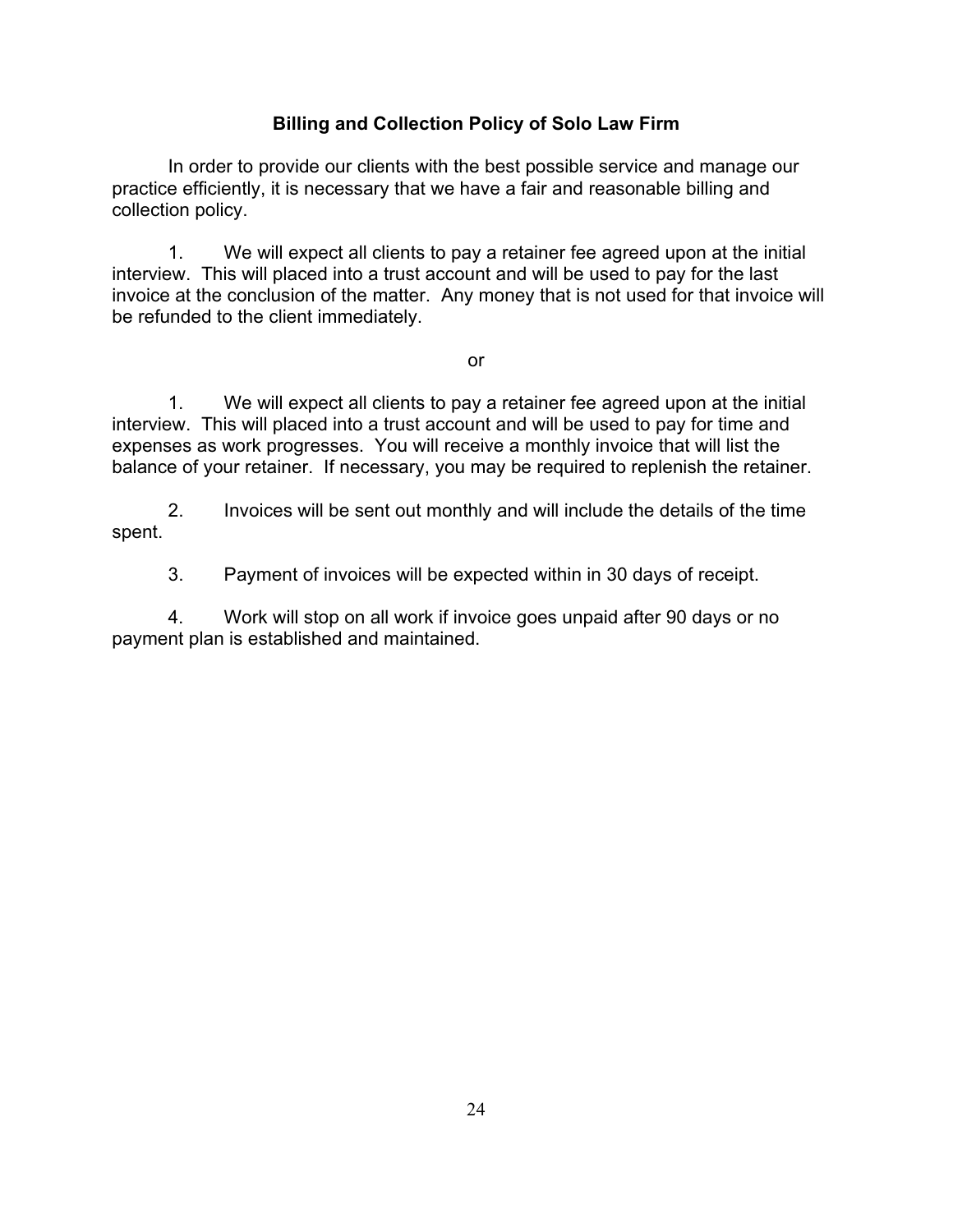**Billing and Collection Policy of Solo Law Firm**

In order to provide our clients with the best possible service and manage our practice efficiently, it is necessary that we have a fair and reasonable billing and collection policy.

1. We will expect all clients to pay a retainer fee agreed upon at the initial interview. This will placed into a trust account and will be used to pay for the last invoice at the conclusion of the matter. Any money that is not used for that invoice will be refunded to the client immediately.

or

1. We will expect all clients to pay a retainer fee agreed upon at the initial interview. This will placed into a trust account and will be used to pay for time and expenses as work progresses. You will receive a monthly invoice that will list the balance of your retainer. If necessary, you may be required to replenish the retainer.

2. Invoices will be sent out monthly and will include the details of the time spent.

3. Payment of invoices will be expected within in 30 days of receipt.

4. Work will stop on all work if invoice goes unpaid after 90 days or no payment plan is established and maintained.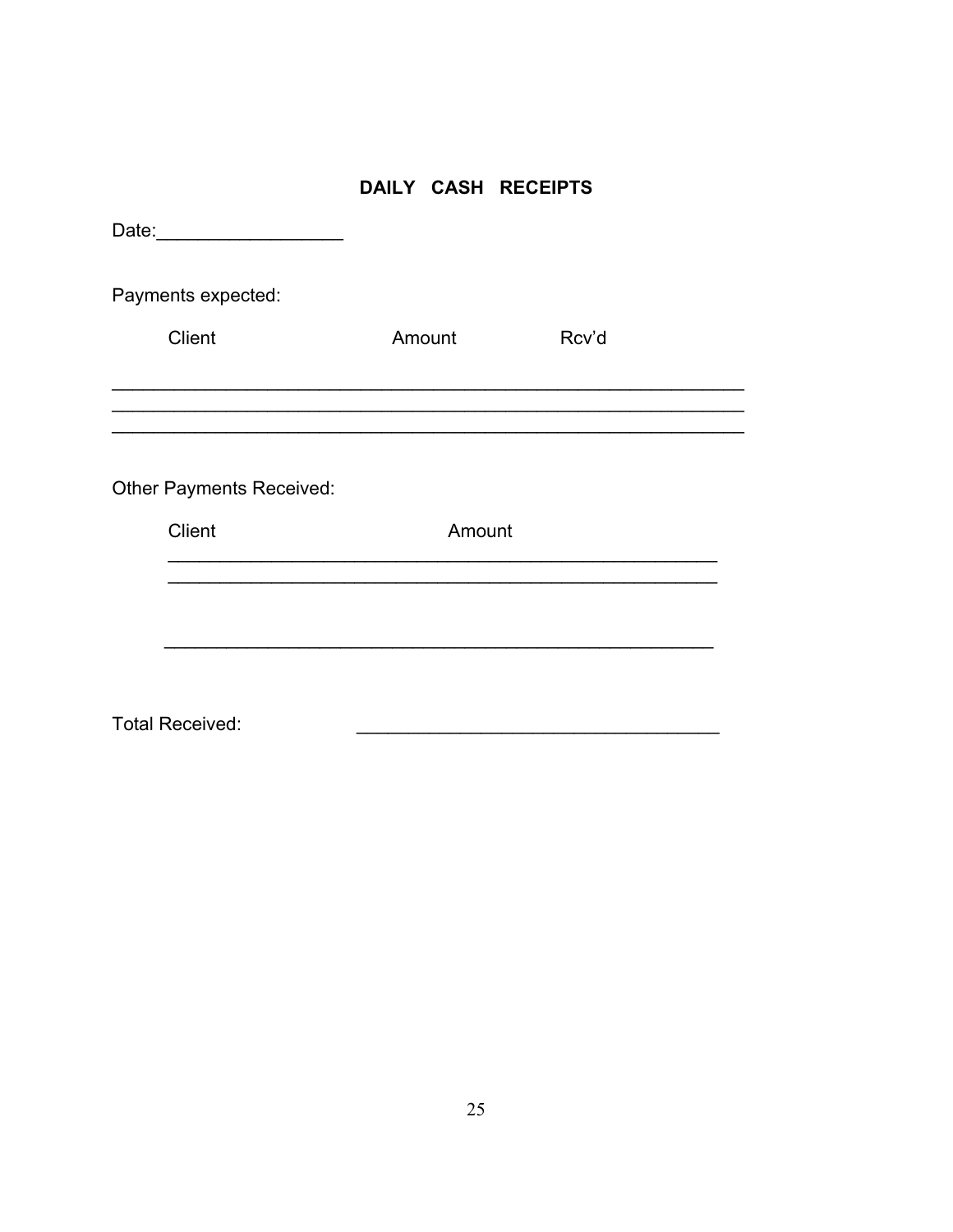## DAILY CASH RECEIPTS

Date:__________________

Payments expected:

| Client | Amount | Rcv'd |
| --- | --- | --- |
| | | |
| | | |
| | | |

Other Payments Received:

| Client | Amount |
| --- | --- |
| | |
| | |
| | |

Total Received: ___________________________________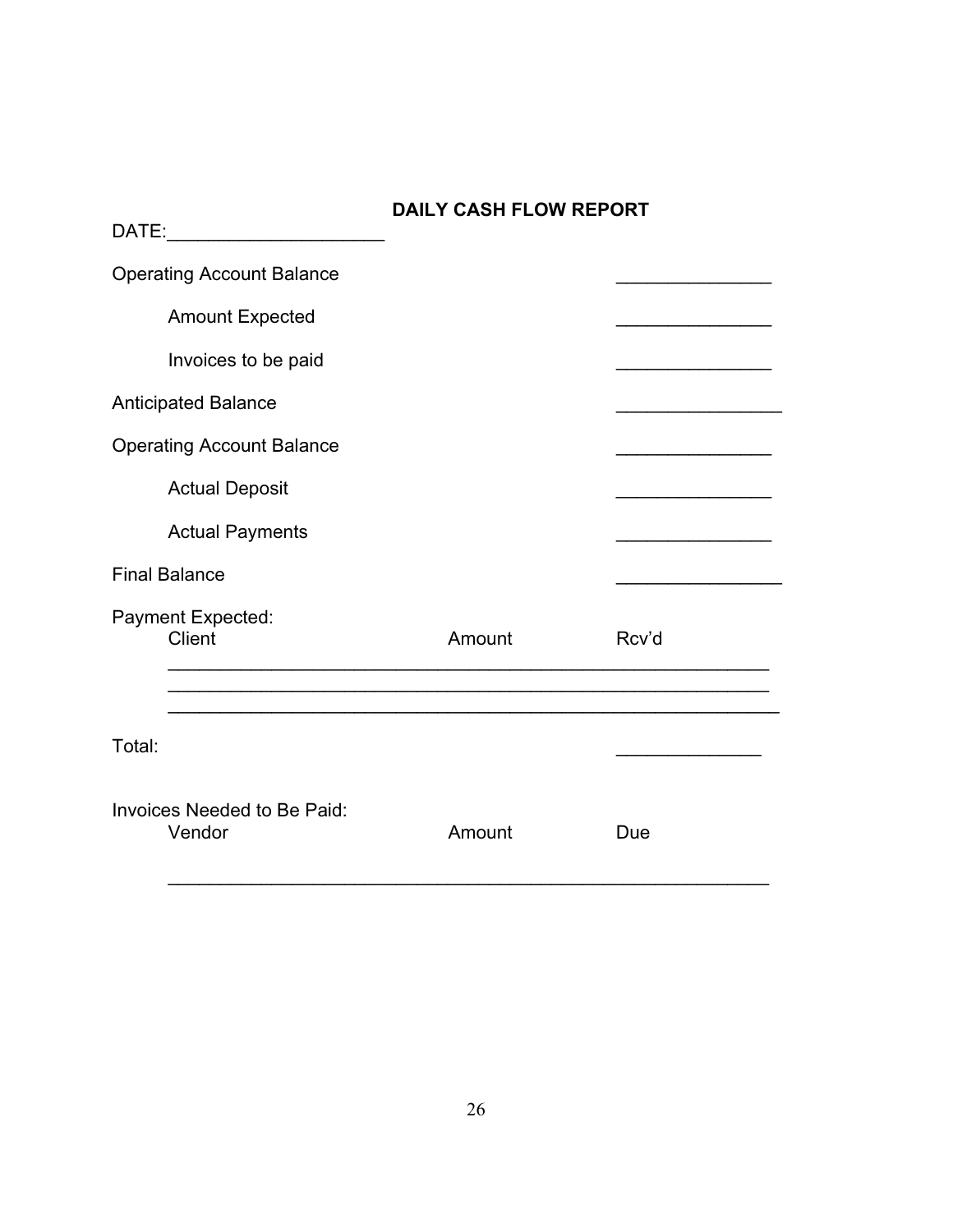## DAILY CASH FLOW REPORT

DATE:_____________________

| | |
|---|---|
| Operating Account Balance | _______________ |
| Amount Expected | _______________ |
| Invoices to be paid | _______________ |
| Anticipated Balance | ________________ |
| Operating Account Balance | _______________ |
| Actual Deposit | _______________ |
| Actual Payments | _______________ |
| Final Balance | ________________ |

Payment Expected:

| Client | Amount | Rcv'd |
|---|---|---|
| | | |
| | | |
| | | |

Total: ______________

Invoices Needed to Be Paid:

| Vendor | Amount | Due |
|---|---|---|
| | | |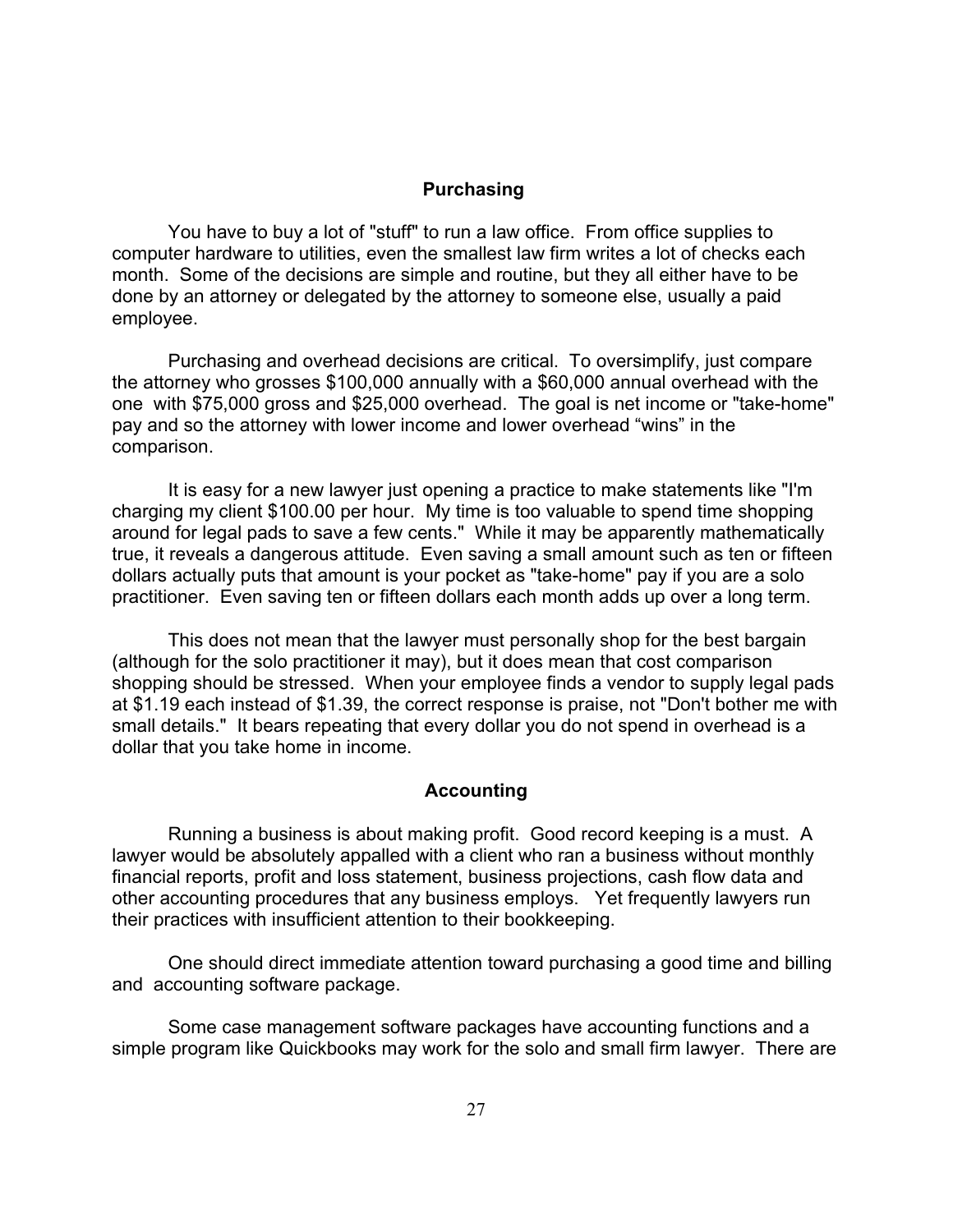## Purchasing

You have to buy a lot of "stuff" to run a law office. From office supplies to computer hardware to utilities, even the smallest law firm writes a lot of checks each month. Some of the decisions are simple and routine, but they all either have to be done by an attorney or delegated by the attorney to someone else, usually a paid employee.

Purchasing and overhead decisions are critical. To oversimplify, just compare the attorney who grosses $100,000 annually with a $60,000 annual overhead with the one with $75,000 gross and $25,000 overhead. The goal is net income or "take-home" pay and so the attorney with lower income and lower overhead "wins" in the comparison.

It is easy for a new lawyer just opening a practice to make statements like "I'm charging my client $100.00 per hour. My time is too valuable to spend time shopping around for legal pads to save a few cents." While it may be apparently mathematically true, it reveals a dangerous attitude. Even saving a small amount such as ten or fifteen dollars actually puts that amount is your pocket as "take-home" pay if you are a solo practitioner. Even saving ten or fifteen dollars each month adds up over a long term.

This does not mean that the lawyer must personally shop for the best bargain (although for the solo practitioner it may), but it does mean that cost comparison shopping should be stressed. When your employee finds a vendor to supply legal pads at $1.19 each instead of $1.39, the correct response is praise, not "Don't bother me with small details." It bears repeating that every dollar you do not spend in overhead is a dollar that you take home in income.

## Accounting

Running a business is about making profit. Good record keeping is a must. A lawyer would be absolutely appalled with a client who ran a business without monthly financial reports, profit and loss statement, business projections, cash flow data and other accounting procedures that any business employs. Yet frequently lawyers run their practices with insufficient attention to their bookkeeping.

One should direct immediate attention toward purchasing a good time and billing and accounting software package.

Some case management software packages have accounting functions and a simple program like Quickbooks may work for the solo and small firm lawyer. There are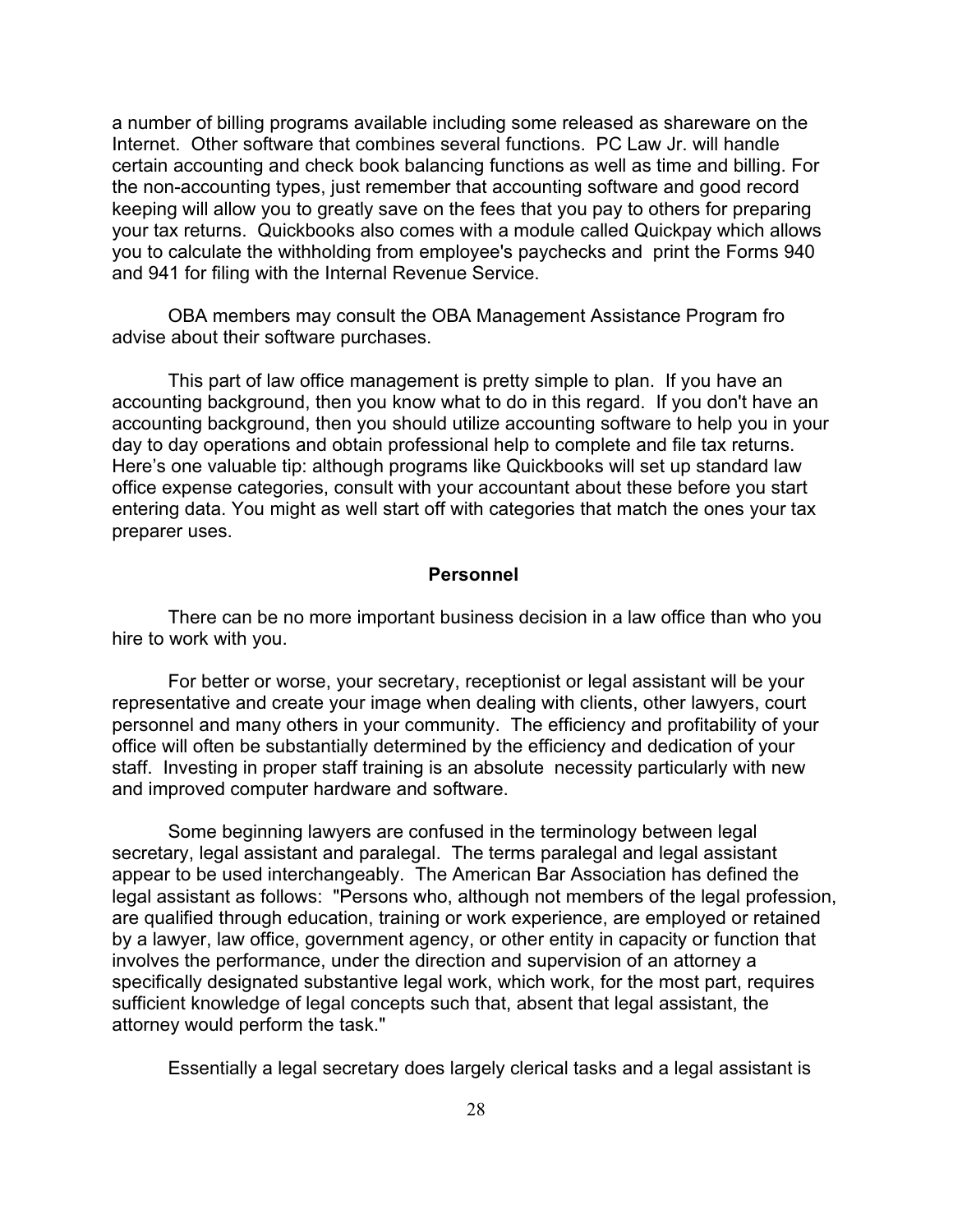a number of billing programs available including some released as shareware on the Internet. Other software that combines several functions. PC Law Jr. will handle certain accounting and check book balancing functions as well as time and billing. For the non-accounting types, just remember that accounting software and good record keeping will allow you to greatly save on the fees that you pay to others for preparing your tax returns. Quickbooks also comes with a module called Quickpay which allows you to calculate the withholding from employee's paychecks and print the Forms 940 and 941 for filing with the Internal Revenue Service.

OBA members may consult the OBA Management Assistance Program fro advise about their software purchases.

This part of law office management is pretty simple to plan. If you have an accounting background, then you know what to do in this regard. If you don't have an accounting background, then you should utilize accounting software to help you in your day to day operations and obtain professional help to complete and file tax returns. Here's one valuable tip: although programs like Quickbooks will set up standard law office expense categories, consult with your accountant about these before you start entering data. You might as well start off with categories that match the ones your tax preparer uses.

## Personnel

There can be no more important business decision in a law office than who you hire to work with you.

For better or worse, your secretary, receptionist or legal assistant will be your representative and create your image when dealing with clients, other lawyers, court personnel and many others in your community. The efficiency and profitability of your office will often be substantially determined by the efficiency and dedication of your staff. Investing in proper staff training is an absolute necessity particularly with new and improved computer hardware and software.

Some beginning lawyers are confused in the terminology between legal secretary, legal assistant and paralegal. The terms paralegal and legal assistant appear to be used interchangeably. The American Bar Association has defined the legal assistant as follows: "Persons who, although not members of the legal profession, are qualified through education, training or work experience, are employed or retained by a lawyer, law office, government agency, or other entity in capacity or function that involves the performance, under the direction and supervision of an attorney a specifically designated substantive legal work, which work, for the most part, requires sufficient knowledge of legal concepts such that, absent that legal assistant, the attorney would perform the task."

Essentially a legal secretary does largely clerical tasks and a legal assistant is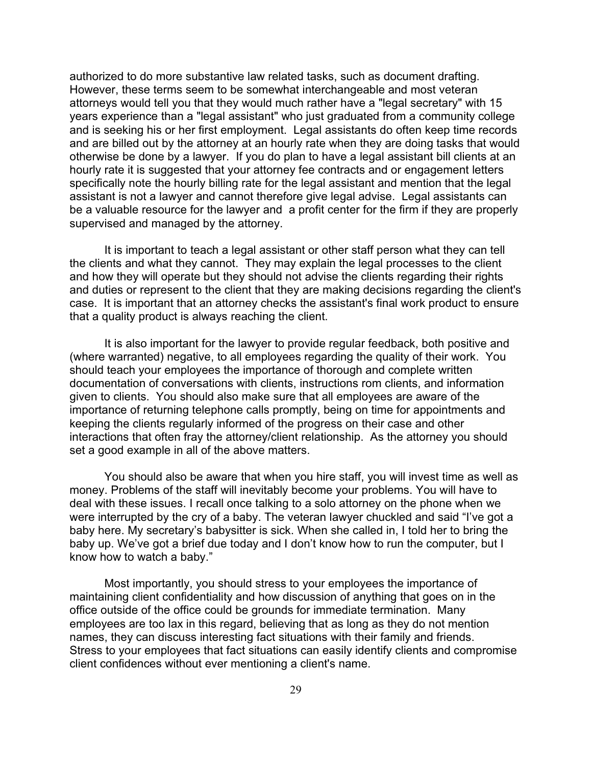authorized to do more substantive law related tasks, such as document drafting. However, these terms seem to be somewhat interchangeable and most veteran attorneys would tell you that they would much rather have a "legal secretary" with 15 years experience than a "legal assistant" who just graduated from a community college and is seeking his or her first employment. Legal assistants do often keep time records and are billed out by the attorney at an hourly rate when they are doing tasks that would otherwise be done by a lawyer. If you do plan to have a legal assistant bill clients at an hourly rate it is suggested that your attorney fee contracts and or engagement letters specifically note the hourly billing rate for the legal assistant and mention that the legal assistant is not a lawyer and cannot therefore give legal advise. Legal assistants can be a valuable resource for the lawyer and a profit center for the firm if they are properly supervised and managed by the attorney.

It is important to teach a legal assistant or other staff person what they can tell the clients and what they cannot. They may explain the legal processes to the client and how they will operate but they should not advise the clients regarding their rights and duties or represent to the client that they are making decisions regarding the client's case. It is important that an attorney checks the assistant's final work product to ensure that a quality product is always reaching the client.

It is also important for the lawyer to provide regular feedback, both positive and (where warranted) negative, to all employees regarding the quality of their work. You should teach your employees the importance of thorough and complete written documentation of conversations with clients, instructions rom clients, and information given to clients. You should also make sure that all employees are aware of the importance of returning telephone calls promptly, being on time for appointments and keeping the clients regularly informed of the progress on their case and other interactions that often fray the attorney/client relationship. As the attorney you should set a good example in all of the above matters.

You should also be aware that when you hire staff, you will invest time as well as money. Problems of the staff will inevitably become your problems. You will have to deal with these issues. I recall once talking to a solo attorney on the phone when we were interrupted by the cry of a baby. The veteran lawyer chuckled and said "I've got a baby here. My secretary's babysitter is sick. When she called in, I told her to bring the baby up. We've got a brief due today and I don't know how to run the computer, but I know how to watch a baby."

Most importantly, you should stress to your employees the importance of maintaining client confidentiality and how discussion of anything that goes on in the office outside of the office could be grounds for immediate termination. Many employees are too lax in this regard, believing that as long as they do not mention names, they can discuss interesting fact situations with their family and friends. Stress to your employees that fact situations can easily identify clients and compromise client confidences without ever mentioning a client's name.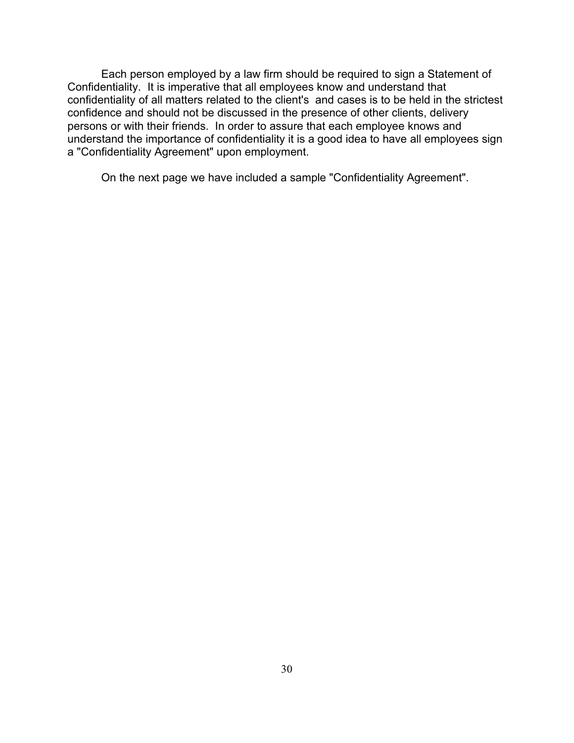Each person employed by a law firm should be required to sign a Statement of Confidentiality. It is imperative that all employees know and understand that confidentiality of all matters related to the client's and cases is to be held in the strictest confidence and should not be discussed in the presence of other clients, delivery persons or with their friends. In order to assure that each employee knows and understand the importance of confidentiality it is a good idea to have all employees sign a "Confidentiality Agreement" upon employment.

On the next page we have included a sample "Confidentiality Agreement".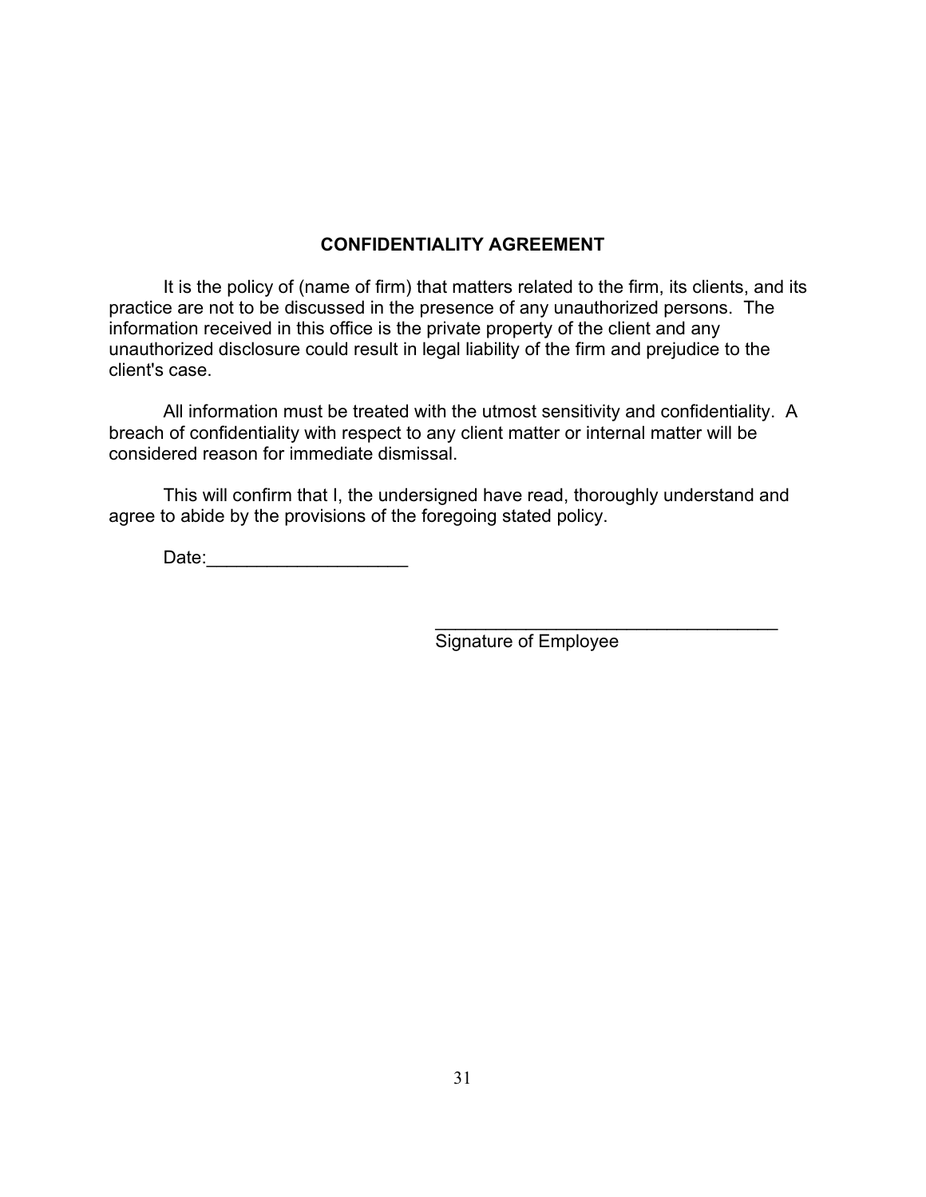## CONFIDENTIALITY AGREEMENT

It is the policy of (name of firm) that matters related to the firm, its clients, and its practice are not to be discussed in the presence of any unauthorized persons. The information received in this office is the private property of the client and any unauthorized disclosure could result in legal liability of the firm and prejudice to the client's case.

All information must be treated with the utmost sensitivity and confidentiality. A breach of confidentiality with respect to any client matter or internal matter will be considered reason for immediate dismissal.

This will confirm that I, the undersigned have read, thoroughly understand and agree to abide by the provisions of the foregoing stated policy.

Date:____________________

___________________________________
Signature of Employee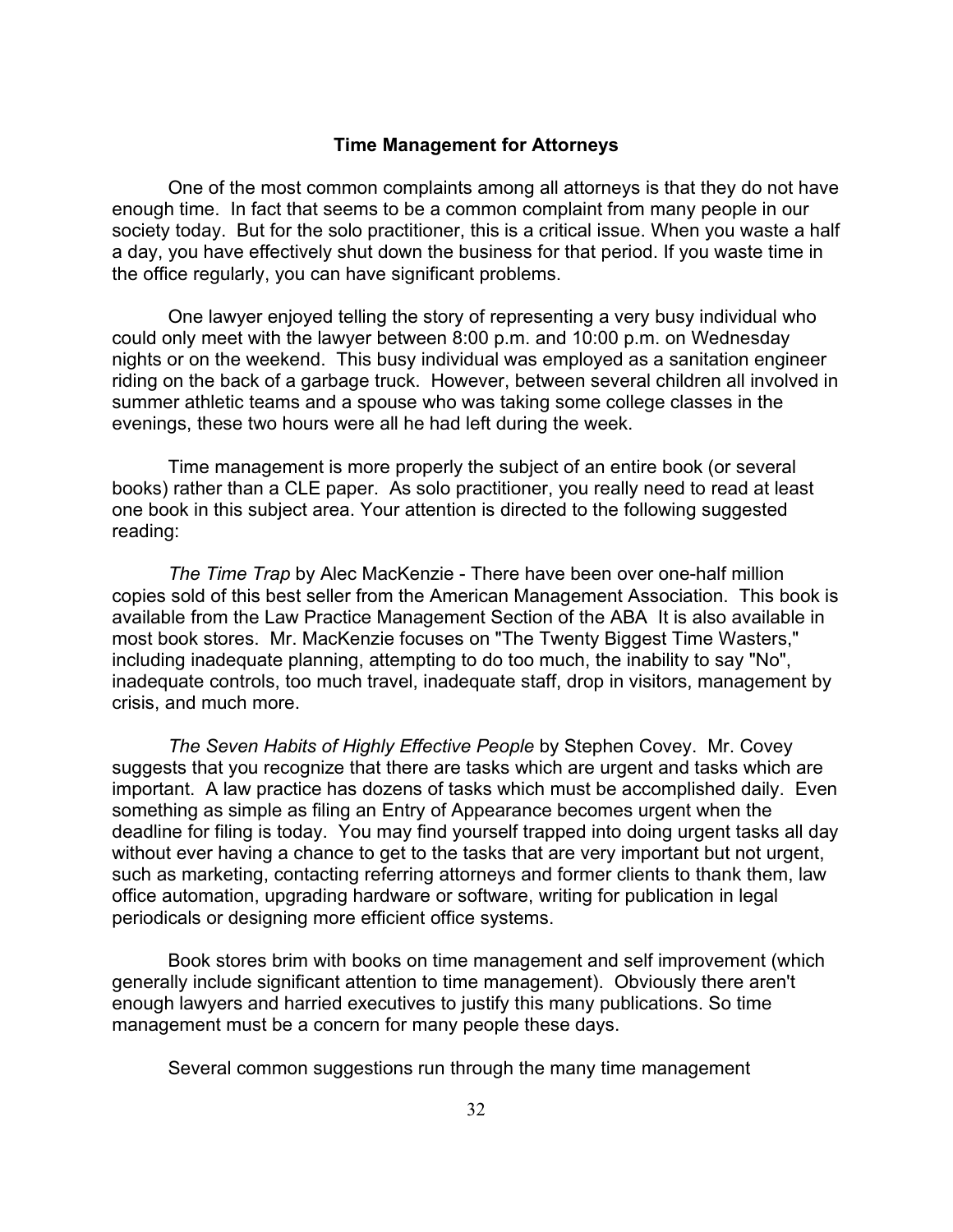## Time Management for Attorneys

One of the most common complaints among all attorneys is that they do not have enough time. In fact that seems to be a common complaint from many people in our society today. But for the solo practitioner, this is a critical issue. When you waste a half a day, you have effectively shut down the business for that period. If you waste time in the office regularly, you can have significant problems.

One lawyer enjoyed telling the story of representing a very busy individual who could only meet with the lawyer between 8:00 p.m. and 10:00 p.m. on Wednesday nights or on the weekend. This busy individual was employed as a sanitation engineer riding on the back of a garbage truck. However, between several children all involved in summer athletic teams and a spouse who was taking some college classes in the evenings, these two hours were all he had left during the week.

Time management is more properly the subject of an entire book (or several books) rather than a CLE paper. As solo practitioner, you really need to read at least one book in this subject area. Your attention is directed to the following suggested reading:

*The Time Trap* by Alec MacKenzie - There have been over one-half million copies sold of this best seller from the American Management Association. This book is available from the Law Practice Management Section of the ABA It is also available in most book stores. Mr. MacKenzie focuses on "The Twenty Biggest Time Wasters," including inadequate planning, attempting to do too much, the inability to say "No", inadequate controls, too much travel, inadequate staff, drop in visitors, management by crisis, and much more.

*The Seven Habits of Highly Effective People* by Stephen Covey. Mr. Covey suggests that you recognize that there are tasks which are urgent and tasks which are important. A law practice has dozens of tasks which must be accomplished daily. Even something as simple as filing an Entry of Appearance becomes urgent when the deadline for filing is today. You may find yourself trapped into doing urgent tasks all day without ever having a chance to get to the tasks that are very important but not urgent, such as marketing, contacting referring attorneys and former clients to thank them, law office automation, upgrading hardware or software, writing for publication in legal periodicals or designing more efficient office systems.

Book stores brim with books on time management and self improvement (which generally include significant attention to time management). Obviously there aren't enough lawyers and harried executives to justify this many publications. So time management must be a concern for many people these days.

Several common suggestions run through the many time management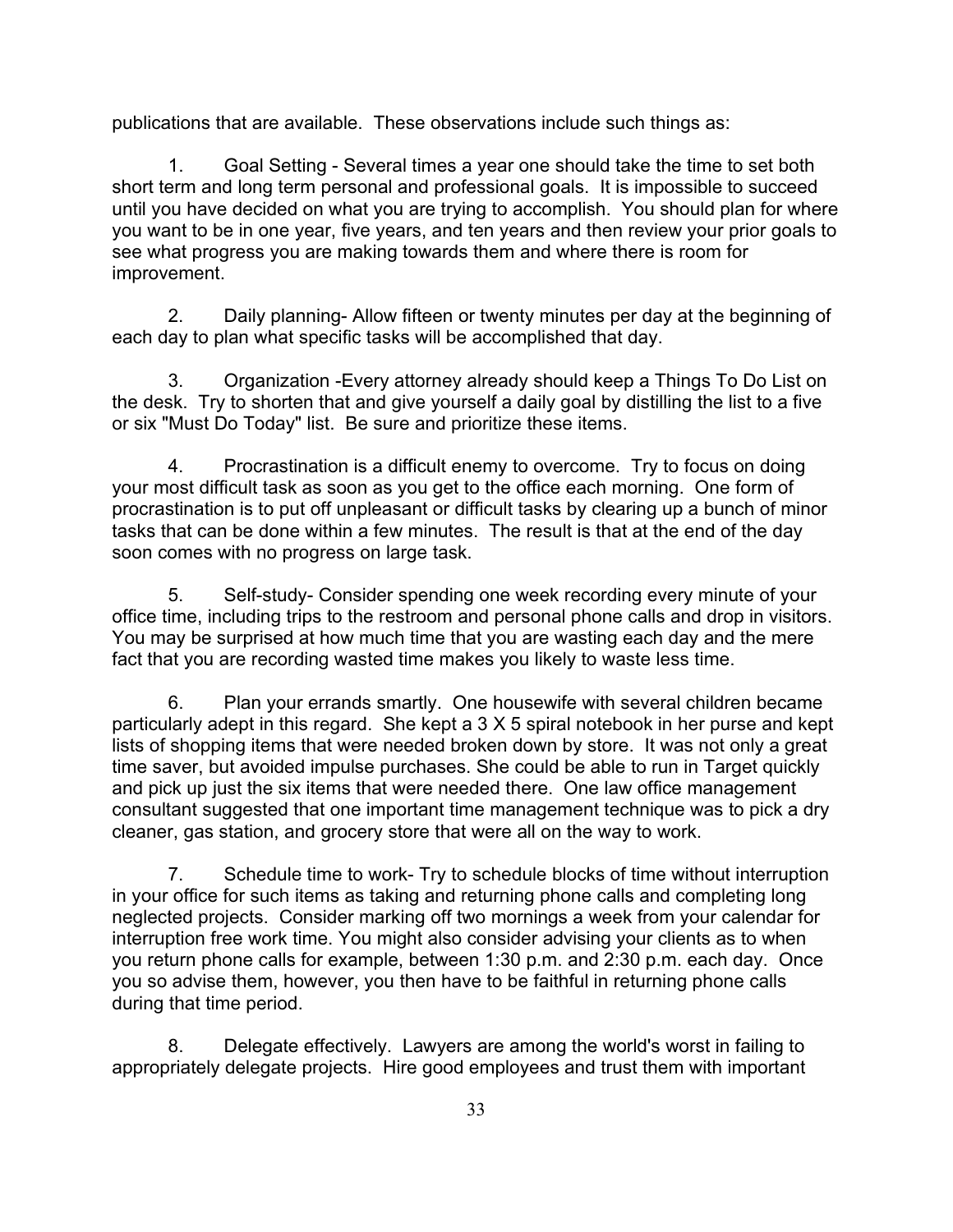publications that are available. These observations include such things as:

1. Goal Setting - Several times a year one should take the time to set both short term and long term personal and professional goals. It is impossible to succeed until you have decided on what you are trying to accomplish. You should plan for where you want to be in one year, five years, and ten years and then review your prior goals to see what progress you are making towards them and where there is room for improvement.

2. Daily planning- Allow fifteen or twenty minutes per day at the beginning of each day to plan what specific tasks will be accomplished that day.

3. Organization -Every attorney already should keep a Things To Do List on the desk. Try to shorten that and give yourself a daily goal by distilling the list to a five or six "Must Do Today" list. Be sure and prioritize these items.

4. Procrastination is a difficult enemy to overcome. Try to focus on doing your most difficult task as soon as you get to the office each morning. One form of procrastination is to put off unpleasant or difficult tasks by clearing up a bunch of minor tasks that can be done within a few minutes. The result is that at the end of the day soon comes with no progress on large task.

5. Self-study- Consider spending one week recording every minute of your office time, including trips to the restroom and personal phone calls and drop in visitors. You may be surprised at how much time that you are wasting each day and the mere fact that you are recording wasted time makes you likely to waste less time.

6. Plan your errands smartly. One housewife with several children became particularly adept in this regard. She kept a 3 X 5 spiral notebook in her purse and kept lists of shopping items that were needed broken down by store. It was not only a great time saver, but avoided impulse purchases. She could be able to run in Target quickly and pick up just the six items that were needed there. One law office management consultant suggested that one important time management technique was to pick a dry cleaner, gas station, and grocery store that were all on the way to work.

7. Schedule time to work- Try to schedule blocks of time without interruption in your office for such items as taking and returning phone calls and completing long neglected projects. Consider marking off two mornings a week from your calendar for interruption free work time. You might also consider advising your clients as to when you return phone calls for example, between 1:30 p.m. and 2:30 p.m. each day. Once you so advise them, however, you then have to be faithful in returning phone calls during that time period.

8. Delegate effectively. Lawyers are among the world's worst in failing to appropriately delegate projects. Hire good employees and trust them with important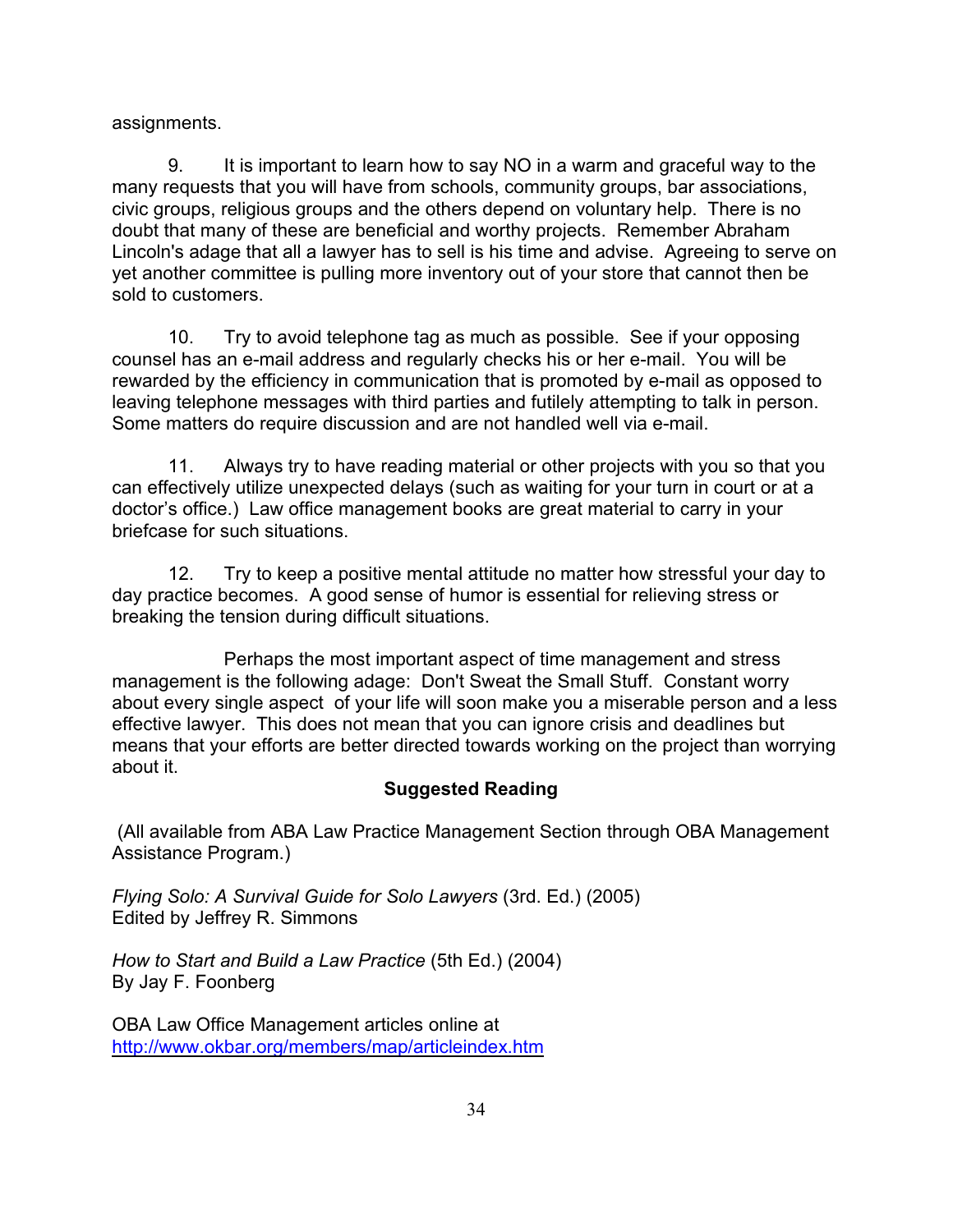assignments.

9. It is important to learn how to say NO in a warm and graceful way to the many requests that you will have from schools, community groups, bar associations, civic groups, religious groups and the others depend on voluntary help. There is no doubt that many of these are beneficial and worthy projects. Remember Abraham Lincoln's adage that all a lawyer has to sell is his time and advise. Agreeing to serve on yet another committee is pulling more inventory out of your store that cannot then be sold to customers.

10. Try to avoid telephone tag as much as possible. See if your opposing counsel has an e-mail address and regularly checks his or her e-mail. You will be rewarded by the efficiency in communication that is promoted by e-mail as opposed to leaving telephone messages with third parties and futilely attempting to talk in person. Some matters do require discussion and are not handled well via e-mail.

11. Always try to have reading material or other projects with you so that you can effectively utilize unexpected delays (such as waiting for your turn in court or at a doctor's office.) Law office management books are great material to carry in your briefcase for such situations.

12. Try to keep a positive mental attitude no matter how stressful your day to day practice becomes. A good sense of humor is essential for relieving stress or breaking the tension during difficult situations.

Perhaps the most important aspect of time management and stress management is the following adage: Don't Sweat the Small Stuff. Constant worry about every single aspect of your life will soon make you a miserable person and a less effective lawyer. This does not mean that you can ignore crisis and deadlines but means that your efforts are better directed towards working on the project than worrying about it.

**Suggested Reading**

(All available from ABA Law Practice Management Section through OBA Management Assistance Program.)

*Flying Solo: A Survival Guide for Solo Lawyers* (3rd. Ed.) (2005)
Edited by Jeffrey R. Simmons

*How to Start and Build a Law Practice* (5th Ed.) (2004)
By Jay F. Foonberg

OBA Law Office Management articles online at
http://www.okbar.org/members/map/articleindex.htm